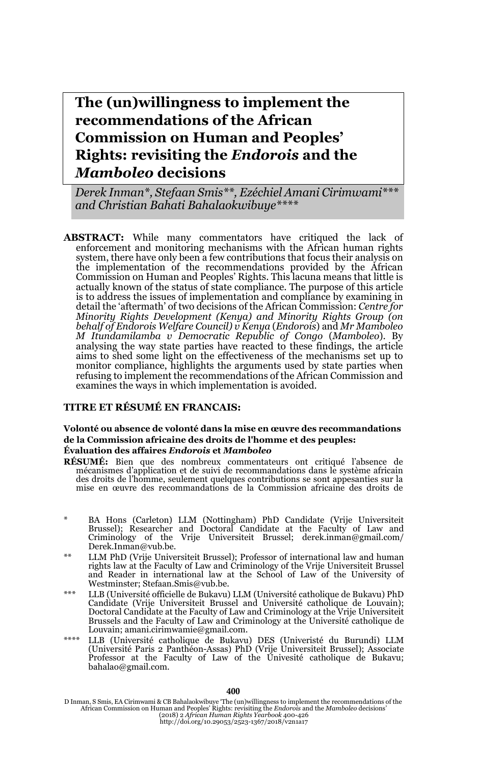# The (un)willingness to implement the recommendations of the African Commission on Human and Peoples' Rights: revisiting the *Endorois* and the *Mamboleo* decisions

*Derek Inman\*, Stefaan Smis\*\*, Ezéchiel Amani Cirimwami\*\*\* and Christian Bahati Bahalaokwibuye\*\*\*\**

**ABSTRACT:** While many commentators have critiqued the lack of enforcement and monitoring mechanisms with the African human rights system, there have only been a few contributions that focus their analysis on the implementation of the recommendations provided by the African Commission on Human and Peoples' Rights. This lacuna means that little is actually known of the status of state compliance. The purpose of this article is to address the issues of implementation and compliance by examining in detail the 'aftermath' of two decisions of the African Commission: *Centre for Minority Rights Development (Kenya) and Minority Rights Group (on behalf of Endorois Welfare Council) v Kenya* (*Endorois*) and *Mr Mamboleo M Itundamilamba v Democratic Republic of Congo* (*Mamboleo*). By analysing the way state parties have reacted to these findings, the article aims to shed some light on the effectiveness of the mechanisms set up to monitor compliance, highlights the arguments used by state parties when refusing to implement the recommendations of the African Commission and examines the ways in which implementation is avoided.

**TITRE ET RÉSUMÉ EN FRANCAIS:**

**Volonté ou absence de volonté dans la mise en œuvre des recommandations de la Commission africaine des droits de l'homme et des peuples: Évaluation des affaires *Endorois* et *Mamboleo***

**RÉSUMÉ:** Bien que des nombreux commentateurs ont critiqué l'absence de mécanismes d'application et de suivi de recommandations dans le système africain des droits de l'homme, seulement quelques contributions se sont appesanties sur la mise en œuvre des recommandations de la Commission africaine des droits de

\* BA Hons (Carleton) LLM (Nottingham) PhD Candidate (Vrije Universiteit Brussel); Researcher and Doctoral Candidate at the Faculty of Law and Criminology of the Vrije Universiteit Brussel; derek.inman@gmail.com/ Derek.Inman@vub.be.

\*\* LLM PhD (Vrije Universiteit Brussel); Professor of international law and human rights law at the Faculty of Law and Criminology of the Vrije Universiteit Brussel and Reader in international law at the School of Law of the University of Westminster; Stefaan.Smis@vub.be.

\*\*\* LLB (Université officielle de Bukavu) LLM (Université catholique de Bukavu) PhD Candidate (Vrije Universiteit Brussel and Université catholique de Louvain); Doctoral Candidate at the Faculty of Law and Criminology at the Vrije Universiteit Brussels and the Faculty of Law and Criminology at the Université catholique de Louvain; amani.cirimwamie@gmail.com.

\*\*\*\* LLB (Université catholique de Bukavu) DES (Univeristé du Burundi) LLM (Université Paris 2 Panthéon-Assas) PhD (Vrije Universiteit Brussel); Associate Professor at the Faculty of Law of the Univesité catholique de Bukavu; bahalao@gmail.com.

D Inman, S Smis, EA Cirimwami & CB Bahalaokwibuye 'The (un)willingness to implement the recommendations of the African Commission on Human and Peoples' Rights: revisiting the *Endorois* and the *Mamboleo* decisions' (2018) 2 *African Human Rights Yearbook* 400-426
http://doi.org/10.29053/2523-1367/2018/v2n1a17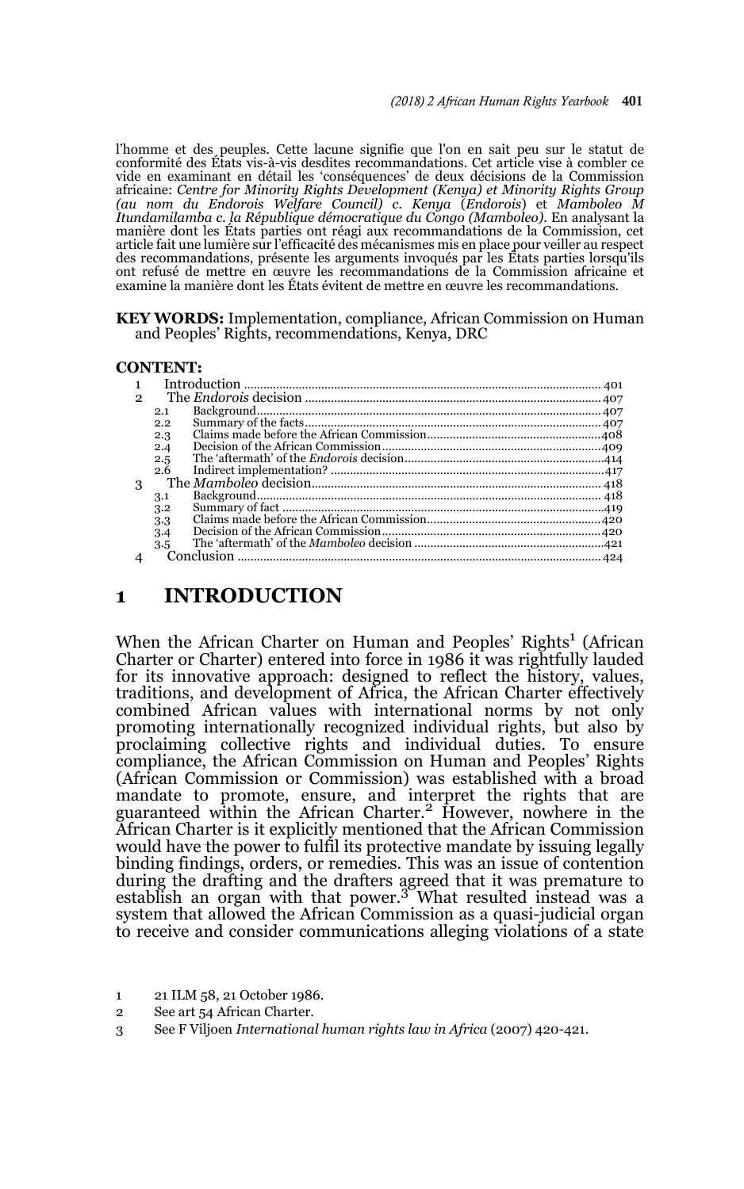l'homme et des peuples. Cette lacune signifie que l'on en sait peu sur le statut de conformité des États vis-à-vis desdites recommandations. Cet article vise à combler ce vide en examinant en détail les 'conséquences' de deux décisions de la Commission africaine: *Centre for Minority Rights Development (Kenya) et Minority Rights Group (au nom du Endorois Welfare Council) c. Kenya* (*Endorois*) et *Mamboleo M Itundamilamba c. la République démocratique du Congo (Mamboleo)*. En analysant la manière dont les États parties ont réagi aux recommandations de la Commission, cet article fait une lumière sur l'efficacité des mécanismes mis en place pour veiller au respect des recommandations, présente les arguments invoqués par les États parties lorsqu'ils ont refusé de mettre en œuvre les recommandations de la Commission africaine et examine la manière dont les États évitent de mettre en œuvre les recommandations.

**KEY WORDS:** Implementation, compliance, African Commission on Human and Peoples' Rights, recommendations, Kenya, DRC

**CONTENT:**

1 Introduction ..... 401
2 The *Endorois* decision ..... 407
  2.1 Background ..... 407
  2.2 Summary of the facts ..... 407
  2.3 Claims made before the African Commission ..... 408
  2.4 Decision of the African Commission ..... 409
  2.5 The 'aftermath' of the *Endorois* decision ..... 414
  2.6 Indirect implementation? ..... 417
3 The *Mamboleo* decision ..... 418
  3.1 Background ..... 418
  3.2 Summary of fact ..... 419
  3.3 Claims made before the African Commission ..... 420
  3.4 Decision of the African Commission ..... 420
  3.5 The 'aftermath' of the *Mamboleo* decision ..... 421
4 Conclusion ..... 424

# 1 INTRODUCTION

When the African Charter on Human and Peoples' Rights[1] (African Charter or Charter) entered into force in 1986 it was rightfully lauded for its innovative approach: designed to reflect the history, values, traditions, and development of Africa, the African Charter effectively combined African values with international norms by not only promoting internationally recognized individual rights, but also by proclaiming collective rights and individual duties. To ensure compliance, the African Commission on Human and Peoples' Rights (African Commission or Commission) was established with a broad mandate to promote, ensure, and interpret the rights that are guaranteed within the African Charter.[2] However, nowhere in the African Charter is it explicitly mentioned that the African Commission would have the power to fulfil its protective mandate by issuing legally binding findings, orders, or remedies. This was an issue of contention during the drafting and the drafters agreed that it was premature to establish an organ with that power.[3] What resulted instead was a system that allowed the African Commission as a quasi-judicial organ to receive and consider communications alleging violations of a state

1 21 ILM 58, 21 October 1986.

2 See art 54 African Charter.

3 See F Viljoen *International human rights law in Africa* (2007) 420-421.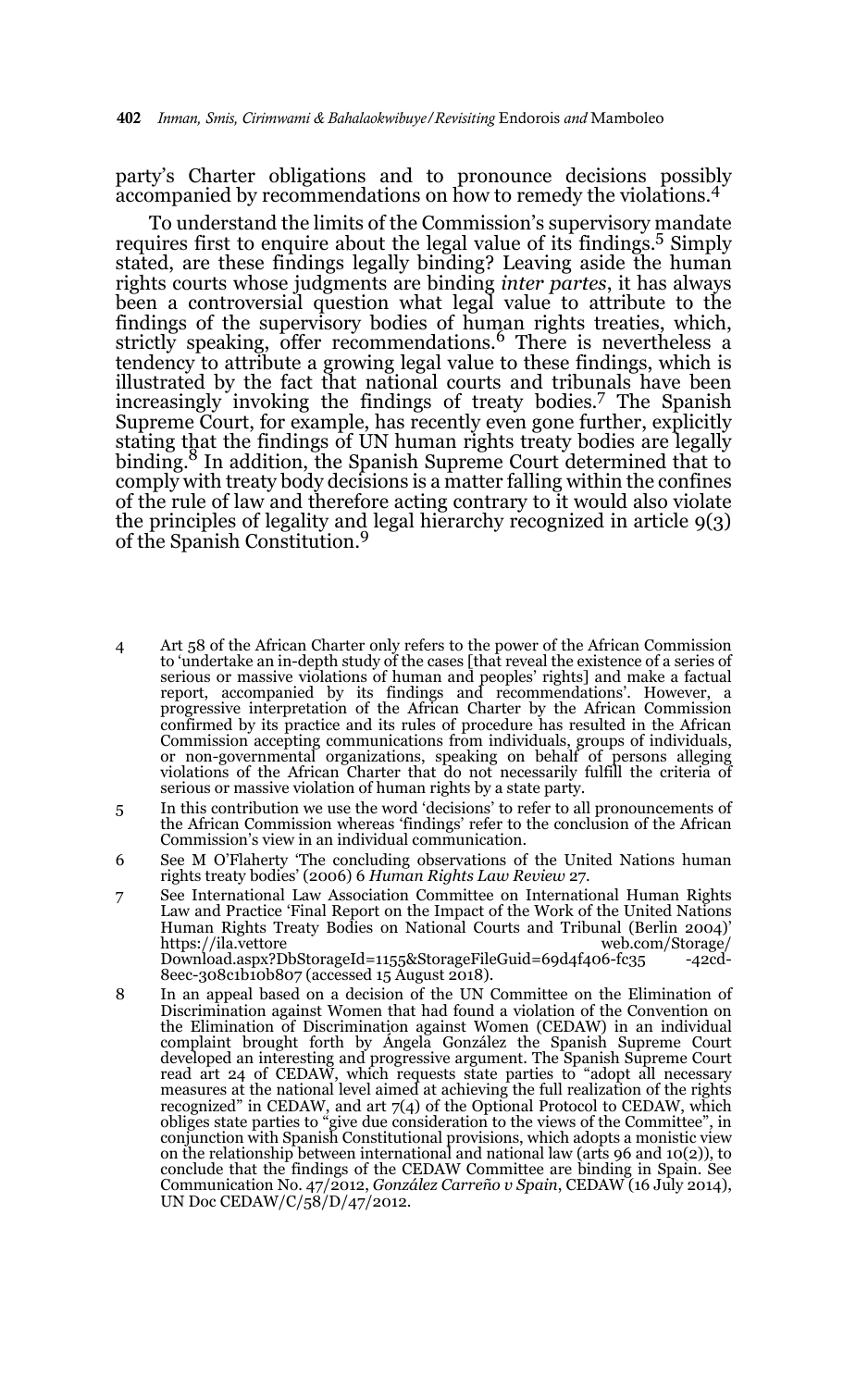party's Charter obligations and to pronounce decisions possibly accompanied by recommendations on how to remedy the violations.[4]

To understand the limits of the Commission's supervisory mandate requires first to enquire about the legal value of its findings.[5] Simply stated, are these findings legally binding? Leaving aside the human rights courts whose judgments are binding *inter partes*, it has always been a controversial question what legal value to attribute to the findings of the supervisory bodies of human rights treaties, which, strictly speaking, offer recommendations.[6] There is nevertheless a tendency to attribute a growing legal value to these findings, which is illustrated by the fact that national courts and tribunals have been increasingly invoking the findings of treaty bodies.[7] The Spanish Supreme Court, for example, has recently even gone further, explicitly stating that the findings of UN human rights treaty bodies are legally binding.[8] In addition, the Spanish Supreme Court determined that to comply with treaty body decisions is a matter falling within the confines of the rule of law and therefore acting contrary to it would also violate the principles of legality and legal hierarchy recognized in article 9(3) of the Spanish Constitution.[9]

4 Art 58 of the African Charter only refers to the power of the African Commission to 'undertake an in-depth study of the cases [that reveal the existence of a series of serious or massive violations of human and peoples' rights] and make a factual report, accompanied by its findings and recommendations'. However, a progressive interpretation of the African Charter by the African Commission confirmed by its practice and its rules of procedure has resulted in the African Commission accepting communications from individuals, groups of individuals, or non-governmental organizations, speaking on behalf of persons alleging violations of the African Charter that do not necessarily fulfill the criteria of serious or massive violation of human rights by a state party.

5 In this contribution we use the word 'decisions' to refer to all pronouncements of the African Commission whereas 'findings' refer to the conclusion of the African Commission's view in an individual communication.

6 See M O'Flaherty 'The concluding observations of the United Nations human rights treaty bodies' (2006) 6 *Human Rights Law Review* 27.

7 See International Law Association Committee on International Human Rights Law and Practice 'Final Report on the Impact of the Work of the United Nations Human Rights Treaty Bodies on National Courts and Tribunal (Berlin 2004)' https://ila.vettoreweb.com/Storage/Download.aspx?DbStorageId=1155&StorageFileGuid=69d4f406-fc35-42cd-8eec-308c1b10b807 (accessed 15 August 2018).

8 In an appeal based on a decision of the UN Committee on the Elimination of Discrimination against Women that had found a violation of the Convention on the Elimination of Discrimination against Women (CEDAW) in an individual complaint brought forth by Ángela González the Spanish Supreme Court developed an interesting and progressive argument. The Spanish Supreme Court read art 24 of CEDAW, which requests state parties to "adopt all necessary measures at the national level aimed at achieving the full realization of the rights recognized" in CEDAW, and art 7(4) of the Optional Protocol to CEDAW, which obliges state parties to "give due consideration to the views of the Committee", in conjunction with Spanish Constitutional provisions, which adopts a monistic view on the relationship between international and national law (arts 96 and 10(2)), to conclude that the findings of the CEDAW Committee are binding in Spain. See Communication No. 47/2012, *González Carreño v Spain*, CEDAW (16 July 2014), UN Doc CEDAW/C/58/D/47/2012.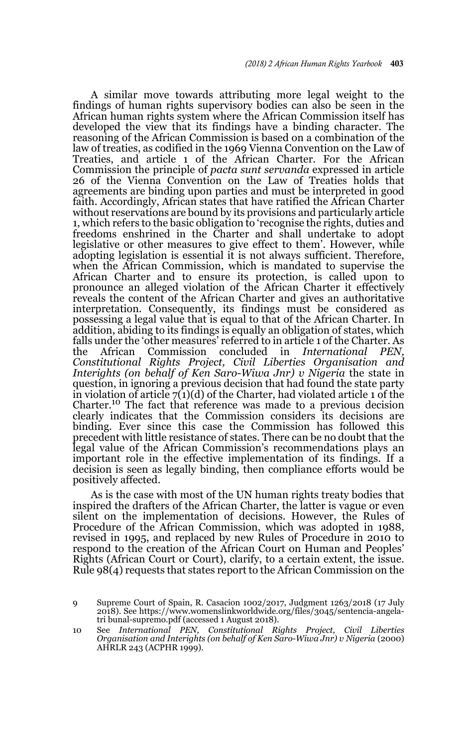A similar move towards attributing more legal weight to the findings of human rights supervisory bodies can also be seen in the African human rights system where the African Commission itself has developed the view that its findings have a binding character. The reasoning of the African Commission is based on a combination of the law of treaties, as codified in the 1969 Vienna Convention on the Law of Treaties, and article 1 of the African Charter. For the African Commission the principle of *pacta sunt servanda* expressed in article 26 of the Vienna Convention on the Law of Treaties holds that agreements are binding upon parties and must be interpreted in good faith. Accordingly, African states that have ratified the African Charter without reservations are bound by its provisions and particularly article 1, which refers to the basic obligation to 'recognise the rights, duties and freedoms enshrined in the Charter and shall undertake to adopt legislative or other measures to give effect to them'. However, while adopting legislation is essential it is not always sufficient. Therefore, when the African Commission, which is mandated to supervise the African Charter and to ensure its protection, is called upon to pronounce an alleged violation of the African Charter it effectively reveals the content of the African Charter and gives an authoritative interpretation. Consequently, its findings must be considered as possessing a legal value that is equal to that of the African Charter. In addition, abiding to its findings is equally an obligation of states, which falls under the 'other measures' referred to in article 1 of the Charter. As the African Commission concluded in *International PEN, Constitutional Rights Project, Civil Liberties Organisation and Interights (on behalf of Ken Saro-Wiwa Jnr) v Nigeria* the state in question, in ignoring a previous decision that had found the state party in violation of article 7(1)(d) of the Charter, had violated article 1 of the Charter.[10] The fact that reference was made to a previous decision clearly indicates that the Commission considers its decisions are binding. Ever since this case the Commission has followed this precedent with little resistance of states. There can be no doubt that the legal value of the African Commission's recommendations plays an important role in the effective implementation of its findings. If a decision is seen as legally binding, then compliance efforts would be positively affected.

As is the case with most of the UN human rights treaty bodies that inspired the drafters of the African Charter, the latter is vague or even silent on the implementation of decisions. However, the Rules of Procedure of the African Commission, which was adopted in 1988, revised in 1995, and replaced by new Rules of Procedure in 2010 to respond to the creation of the African Court on Human and Peoples' Rights (African Court or Court), clarify, to a certain extent, the issue. Rule 98(4) requests that states report to the African Commission on the

---

9 Supreme Court of Spain, R. Casacion 1002/2017, Judgment 1263/2018 (17 July 2018). See https://www.womenslinkworldwide.org/files/3045/sentencia-angela-tri bunal-supremo.pdf (accessed 1 August 2018).

10 See *International PEN, Constitutional Rights Project, Civil Liberties Organisation and Interights (on behalf of Ken Saro-Wiwa Jnr) v Nigeria* (2000) AHRLR 243 (ACPHR 1999).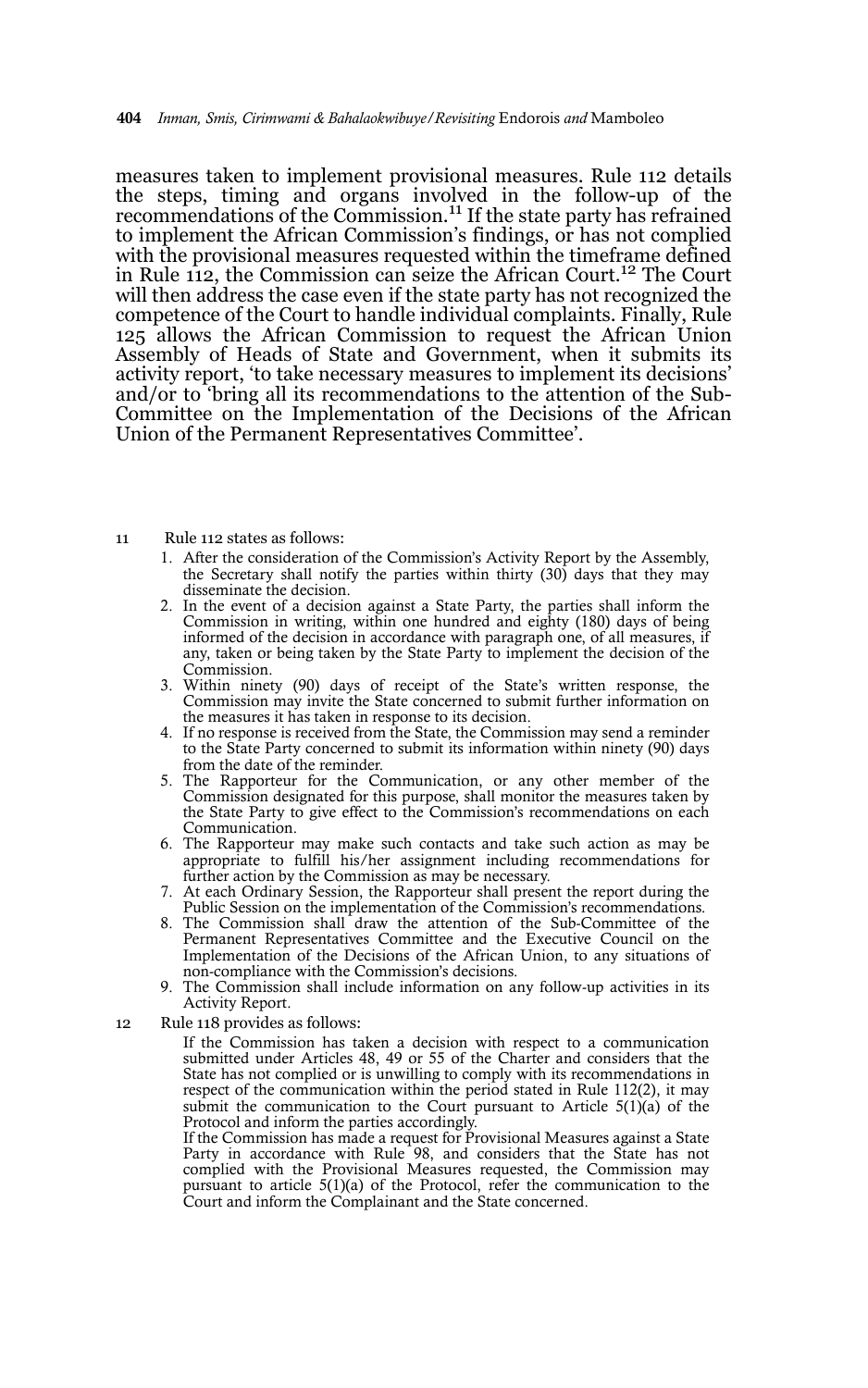measures taken to implement provisional measures. Rule 112 details the steps, timing and organs involved in the follow-up of the recommendations of the Commission.[11] If the state party has refrained to implement the African Commission's findings, or has not complied with the provisional measures requested within the timeframe defined in Rule 112, the Commission can seize the African Court.[12] The Court will then address the case even if the state party has not recognized the competence of the Court to handle individual complaints. Finally, Rule 125 allows the African Commission to request the African Union Assembly of Heads of State and Government, when it submits its activity report, 'to take necessary measures to implement its decisions' and/or to 'bring all its recommendations to the attention of the Sub-Committee on the Implementation of the Decisions of the African Union of the Permanent Representatives Committee'.

---

11 Rule 112 states as follows:

1. After the consideration of the Commission's Activity Report by the Assembly, the Secretary shall notify the parties within thirty (30) days that they may disseminate the decision.
2. In the event of a decision against a State Party, the parties shall inform the Commission in writing, within one hundred and eighty (180) days of being informed of the decision in accordance with paragraph one, of all measures, if any, taken or being taken by the State Party to implement the decision of the Commission.
3. Within ninety (90) days of receipt of the State's written response, the Commission may invite the State concerned to submit further information on the measures it has taken in response to its decision.
4. If no response is received from the State, the Commission may send a reminder to the State Party concerned to submit its information within ninety (90) days from the date of the reminder.
5. The Rapporteur for the Communication, or any other member of the Commission designated for this purpose, shall monitor the measures taken by the State Party to give effect to the Commission's recommendations on each Communication.
6. The Rapporteur may make such contacts and take such action as may be appropriate to fulfill his/her assignment including recommendations for further action by the Commission as may be necessary.
7. At each Ordinary Session, the Rapporteur shall present the report during the Public Session on the implementation of the Commission's recommendations.
8. The Commission shall draw the attention of the Sub-Committee of the Permanent Representatives Committee and the Executive Council on the Implementation of the Decisions of the African Union, to any situations of non-compliance with the Commission's decisions.
9. The Commission shall include information on any follow-up activities in its Activity Report.

12 Rule 118 provides as follows:

If the Commission has taken a decision with respect to a communication submitted under Articles 48, 49 or 55 of the Charter and considers that the State has not complied or is unwilling to comply with its recommendations in respect of the communication within the period stated in Rule 112(2), it may submit the communication to the Court pursuant to Article 5(1)(a) of the Protocol and inform the parties accordingly.

If the Commission has made a request for Provisional Measures against a State Party in accordance with Rule 98, and considers that the State has not complied with the Provisional Measures requested, the Commission may pursuant to article 5(1)(a) of the Protocol, refer the communication to the Court and inform the Complainant and the State concerned.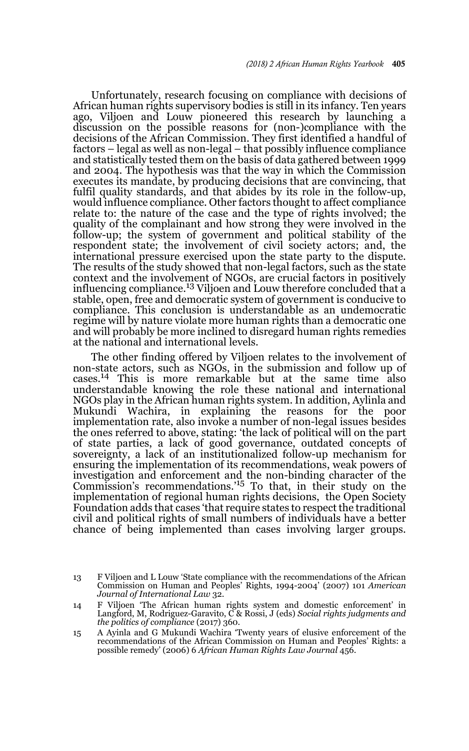Unfortunately, research focusing on compliance with decisions of African human rights supervisory bodies is still in its infancy. Ten years ago, Viljoen and Louw pioneered this research by launching a discussion on the possible reasons for (non-)compliance with the decisions of the African Commission. They first identified a handful of factors – legal as well as non-legal – that possibly influence compliance and statistically tested them on the basis of data gathered between 1999 and 2004. The hypothesis was that the way in which the Commission executes its mandate, by producing decisions that are convincing, that fulfil quality standards, and that abides by its role in the follow-up, would influence compliance. Other factors thought to affect compliance relate to: the nature of the case and the type of rights involved; the quality of the complainant and how strong they were involved in the follow-up; the system of government and political stability of the respondent state; the involvement of civil society actors; and, the international pressure exercised upon the state party to the dispute. The results of the study showed that non-legal factors, such as the state context and the involvement of NGOs, are crucial factors in positively influencing compliance.[13] Viljoen and Louw therefore concluded that a stable, open, free and democratic system of government is conducive to compliance. This conclusion is understandable as an undemocratic regime will by nature violate more human rights than a democratic one and will probably be more inclined to disregard human rights remedies at the national and international levels.

The other finding offered by Viljoen relates to the involvement of non-state actors, such as NGOs, in the submission and follow up of cases.[14] This is more remarkable but at the same time also understandable knowing the role these national and international NGOs play in the African human rights system. In addition, Aylinla and Mukundi Wachira, in explaining the reasons for the poor implementation rate, also invoke a number of non-legal issues besides the ones referred to above, stating: 'the lack of political will on the part of state parties, a lack of good governance, outdated concepts of sovereignty, a lack of an institutionalized follow-up mechanism for ensuring the implementation of its recommendations, weak powers of investigation and enforcement and the non-binding character of the Commission's recommendations.'[15] To that, in their study on the implementation of regional human rights decisions, the Open Society Foundation adds that cases 'that require states to respect the traditional civil and political rights of small numbers of individuals have a better chance of being implemented than cases involving larger groups.

13 F Viljoen and L Louw 'State compliance with the recommendations of the African Commission on Human and Peoples' Rights, 1994-2004' (2007) 101 *American Journal of International Law* 32.

14 F Viljoen 'The African human rights system and domestic enforcement' in Langford, M, Rodriguez-Garavito, C & Rossi, J (eds) *Social rights judgments and the politics of compliance* (2017) 360.

15 A Ayinla and G Mukundi Wachira 'Twenty years of elusive enforcement of the recommendations of the African Commission on Human and Peoples' Rights: a possible remedy' (2006) 6 *African Human Rights Law Journal* 456.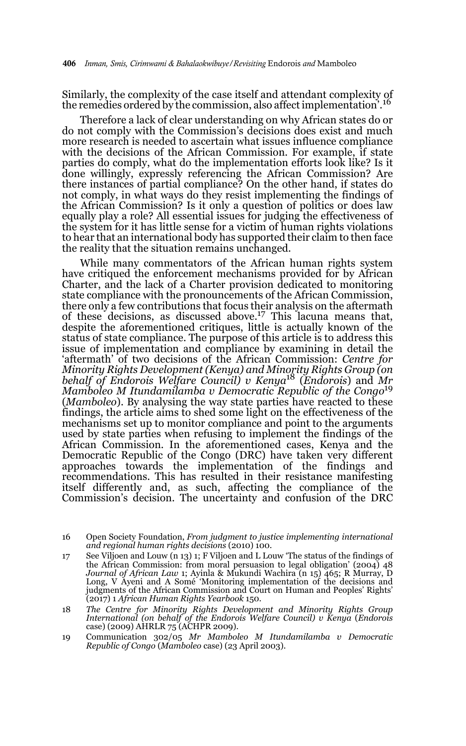Similarly, the complexity of the case itself and attendant complexity of the remedies ordered by the commission, also affect implementation'.[16]

Therefore a lack of clear understanding on why African states do or do not comply with the Commission's decisions does exist and much more research is needed to ascertain what issues influence compliance with the decisions of the African Commission. For example, if state parties do comply, what do the implementation efforts look like? Is it done willingly, expressly referencing the African Commission? Are there instances of partial compliance? On the other hand, if states do not comply, in what ways do they resist implementing the findings of the African Commission? Is it only a question of politics or does law equally play a role? All essential issues for judging the effectiveness of the system for it has little sense for a victim of human rights violations to hear that an international body has supported their claim to then face the reality that the situation remains unchanged.

While many commentators of the African human rights system have critiqued the enforcement mechanisms provided for by African Charter, and the lack of a Charter provision dedicated to monitoring state compliance with the pronouncements of the African Commission, there only a few contributions that focus their analysis on the aftermath of these decisions, as discussed above.[17] This lacuna means that, despite the aforementioned critiques, little is actually known of the status of state compliance. The purpose of this article is to address this issue of implementation and compliance by examining in detail the 'aftermath' of two decisions of the African Commission: *Centre for Minority Rights Development (Kenya) and Minority Rights Group (on behalf of Endorois Welfare Council) v Kenya*[18] (*Endorois*) and *Mr Mamboleo M Itundamilamba v Democratic Republic of the Congo*[19] (*Mamboleo*). By analysing the way state parties have reacted to these findings, the article aims to shed some light on the effectiveness of the mechanisms set up to monitor compliance and point to the arguments used by state parties when refusing to implement the findings of the African Commission. In the aforementioned cases, Kenya and the Democratic Republic of the Congo (DRC) have taken very different approaches towards the implementation of the findings and recommendations. This has resulted in their resistance manifesting itself differently and, as such, affecting the compliance of the Commission's decision. The uncertainty and confusion of the DRC

16 Open Society Foundation, *From judgment to justice implementing international and regional human rights decisions* (2010) 100.

17 See Viljoen and Louw (n 13) 1; F Viljoen and L Louw 'The status of the findings of the African Commission: from moral persuasion to legal obligation' (2004) 48 *Journal of African Law* 1; Ayinla & Mukundi Wachira (n 15) 465; R Murray, D Long, V Ayeni and A Somé 'Monitoring implementation of the decisions and judgments of the African Commission and Court on Human and Peoples' Rights' (2017) 1 *African Human Rights Yearbook* 150.

18 *The Centre for Minority Rights Development and Minority Rights Group International (on behalf of the Endorois Welfare Council) v Kenya* (*Endorois* case) (2009) AHRLR 75 (ACHPR 2009).

19 Communication 302/05 *Mr Mamboleo M Itundamilamba v Democratic Republic of Congo* (*Mamboleo* case) (23 April 2003).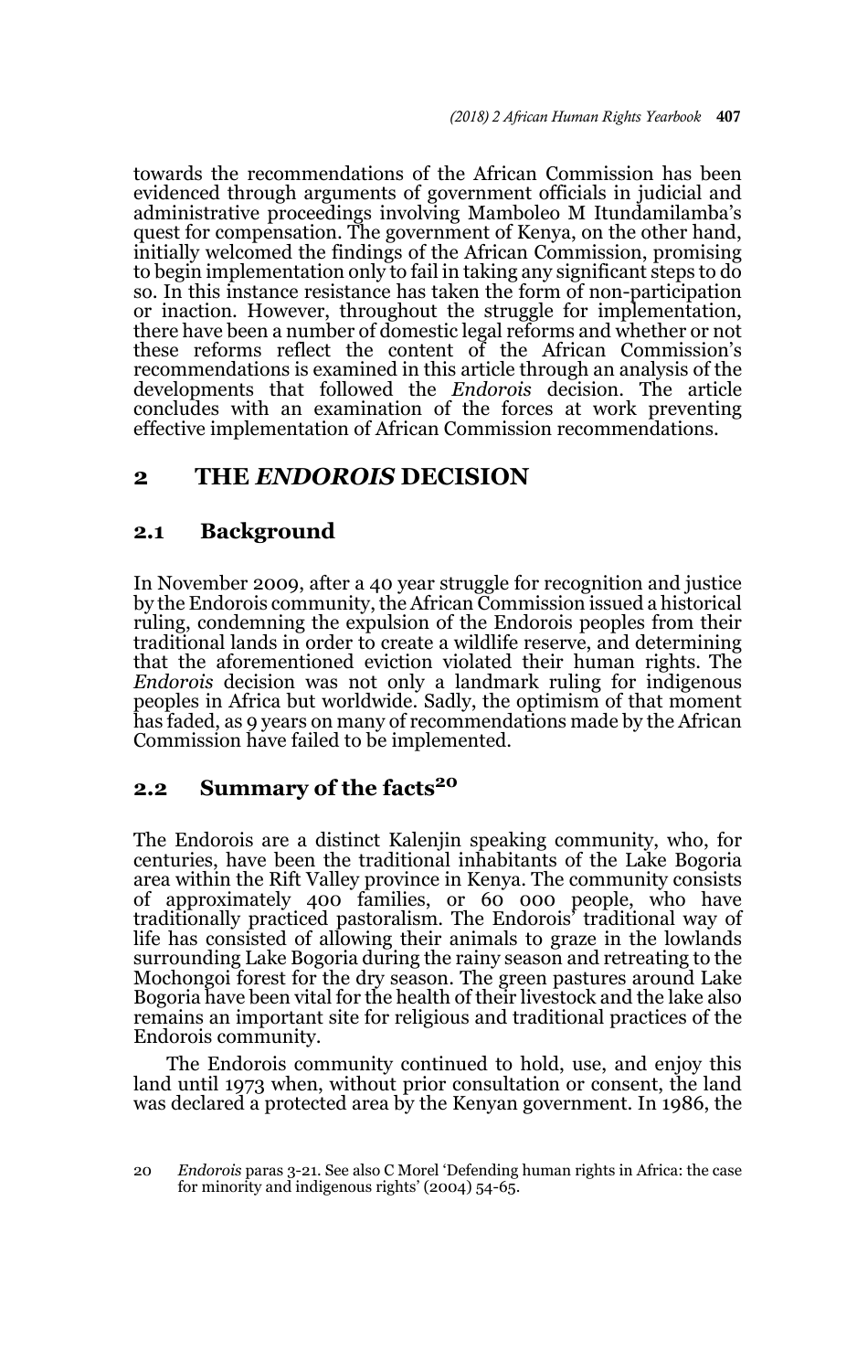towards the recommendations of the African Commission has been evidenced through arguments of government officials in judicial and administrative proceedings involving Mamboleo M Itundamilamba's quest for compensation. The government of Kenya, on the other hand, initially welcomed the findings of the African Commission, promising to begin implementation only to fail in taking any significant steps to do so. In this instance resistance has taken the form of non-participation or inaction. However, throughout the struggle for implementation, there have been a number of domestic legal reforms and whether or not these reforms reflect the content of the African Commission's recommendations is examined in this article through an analysis of the developments that followed the *Endorois* decision. The article concludes with an examination of the forces at work preventing effective implementation of African Commission recommendations.

## 2 THE *ENDOROIS* DECISION

### 2.1 Background

In November 2009, after a 40 year struggle for recognition and justice by the Endorois community, the African Commission issued a historical ruling, condemning the expulsion of the Endorois peoples from their traditional lands in order to create a wildlife reserve, and determining that the aforementioned eviction violated their human rights. The *Endorois* decision was not only a landmark ruling for indigenous peoples in Africa but worldwide. Sadly, the optimism of that moment has faded, as 9 years on many of recommendations made by the African Commission have failed to be implemented.

### 2.2 Summary of the facts[20]

The Endorois are a distinct Kalenjin speaking community, who, for centuries, have been the traditional inhabitants of the Lake Bogoria area within the Rift Valley province in Kenya. The community consists of approximately 400 families, or 60 000 people, who have traditionally practiced pastoralism. The Endorois' traditional way of life has consisted of allowing their animals to graze in the lowlands surrounding Lake Bogoria during the rainy season and retreating to the Mochongoi forest for the dry season. The green pastures around Lake Bogoria have been vital for the health of their livestock and the lake also remains an important site for religious and traditional practices of the Endorois community.

The Endorois community continued to hold, use, and enjoy this land until 1973 when, without prior consultation or consent, the land was declared a protected area by the Kenyan government. In 1986, the

20 *Endorois* paras 3-21. See also C Morel 'Defending human rights in Africa: the case for minority and indigenous rights' (2004) 54-65.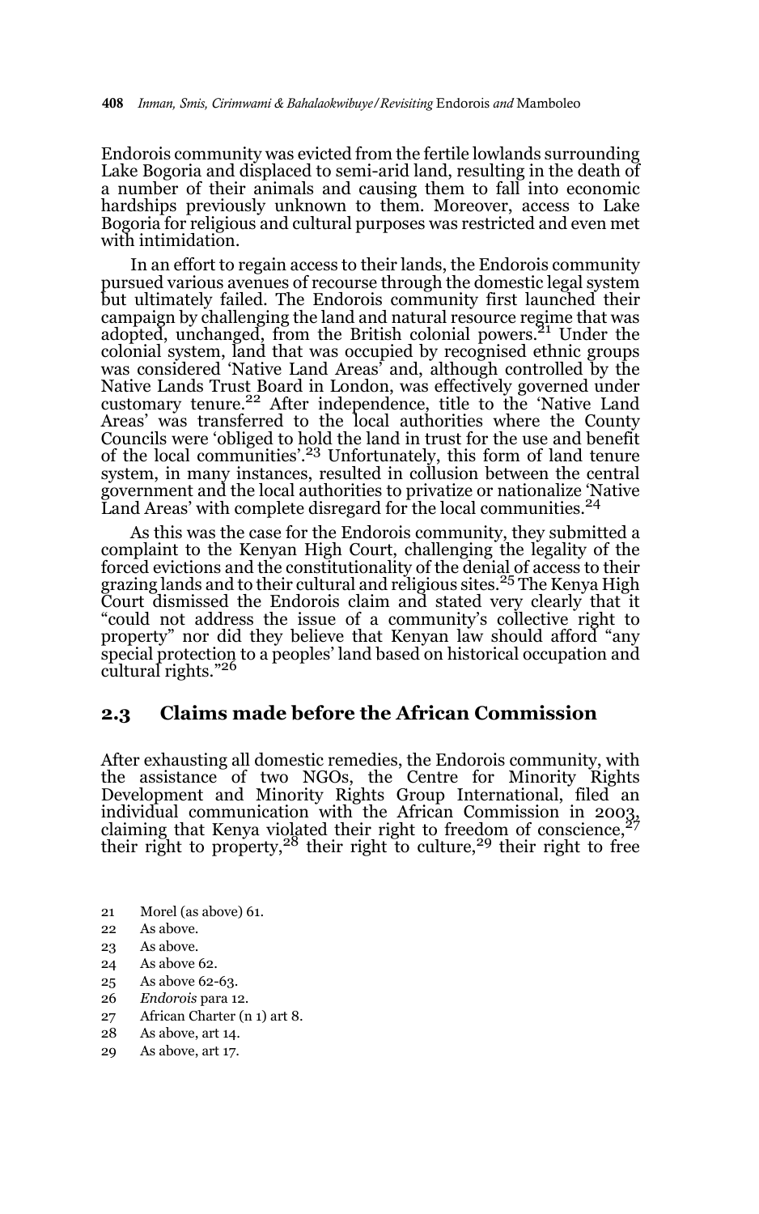Endorois community was evicted from the fertile lowlands surrounding Lake Bogoria and displaced to semi-arid land, resulting in the death of a number of their animals and causing them to fall into economic hardships previously unknown to them. Moreover, access to Lake Bogoria for religious and cultural purposes was restricted and even met with intimidation.

In an effort to regain access to their lands, the Endorois community pursued various avenues of recourse through the domestic legal system but ultimately failed. The Endorois community first launched their campaign by challenging the land and natural resource regime that was adopted, unchanged, from the British colonial powers.[21] Under the colonial system, land that was occupied by recognised ethnic groups was considered 'Native Land Areas' and, although controlled by the Native Lands Trust Board in London, was effectively governed under customary tenure.[22] After independence, title to the 'Native Land Areas' was transferred to the local authorities where the County Councils were 'obliged to hold the land in trust for the use and benefit of the local communities'.[23] Unfortunately, this form of land tenure system, in many instances, resulted in collusion between the central government and the local authorities to privatize or nationalize 'Native Land Areas' with complete disregard for the local communities.[24]

As this was the case for the Endorois community, they submitted a complaint to the Kenyan High Court, challenging the legality of the forced evictions and the constitutionality of the denial of access to their grazing lands and to their cultural and religious sites.[25] The Kenya High Court dismissed the Endorois claim and stated very clearly that it "could not address the issue of a community's collective right to property" nor did they believe that Kenyan law should afford "any special protection to a peoples' land based on historical occupation and cultural rights."[26]

## 2.3 Claims made before the African Commission

After exhausting all domestic remedies, the Endorois community, with the assistance of two NGOs, the Centre for Minority Rights Development and Minority Rights Group International, filed an individual communication with the African Commission in 2003, claiming that Kenya violated their right to freedom of conscience,[27] their right to property,[28] their right to culture,[29] their right to free

21 Morel (as above) 61.

22 As above.

23 As above.

24 As above 62.

25 As above 62-63.

26 *Endorois* para 12.

27 African Charter (n 1) art 8.

28 As above, art 14.

29 As above, art 17.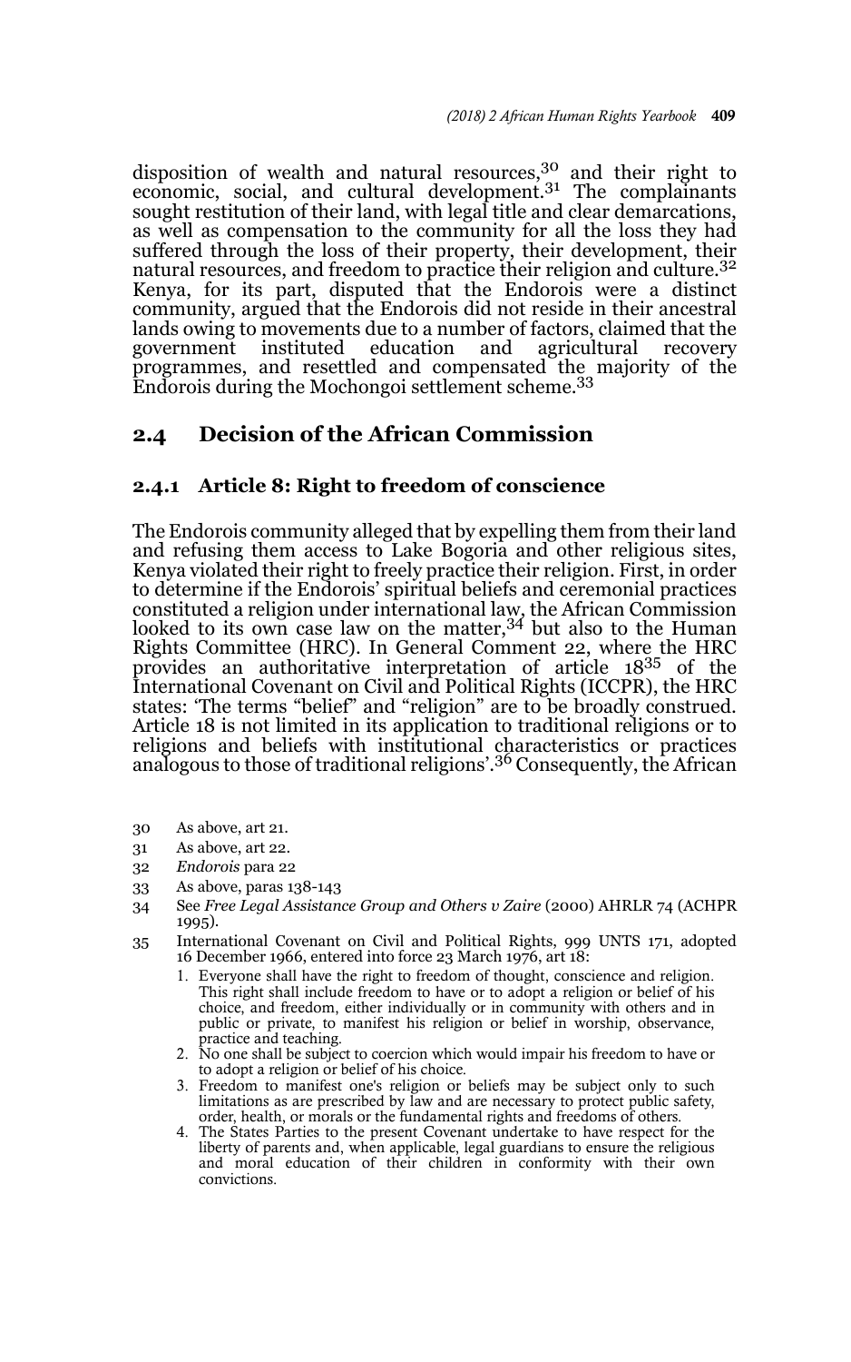disposition of wealth and natural resources,[30] and their right to economic, social, and cultural development.[31] The complainants sought restitution of their land, with legal title and clear demarcations, as well as compensation to the community for all the loss they had suffered through the loss of their property, their development, their natural resources, and freedom to practice their religion and culture.[32] Kenya, for its part, disputed that the Endorois were a distinct community, argued that the Endorois did not reside in their ancestral lands owing to movements due to a number of factors, claimed that the government instituted education and agricultural recovery programmes, and resettled and compensated the majority of the Endorois during the Mochongoi settlement scheme.[33]

## 2.4 Decision of the African Commission

### 2.4.1 Article 8: Right to freedom of conscience

The Endorois community alleged that by expelling them from their land and refusing them access to Lake Bogoria and other religious sites, Kenya violated their right to freely practice their religion. First, in order to determine if the Endorois' spiritual beliefs and ceremonial practices constituted a religion under international law, the African Commission looked to its own case law on the matter,[34] but also to the Human Rights Committee (HRC). In General Comment 22, where the HRC provides an authoritative interpretation of article 18[35] of the International Covenant on Civil and Political Rights (ICCPR), the HRC states: 'The terms "belief" and "religion" are to be broadly construed. Article 18 is not limited in its application to traditional religions or to religions and beliefs with institutional characteristics or practices analogous to those of traditional religions'.[36] Consequently, the African

---

30 As above, art 21.

31 As above, art 22.

32 *Endorois* para 22

33 As above, paras 138-143

34 See *Free Legal Assistance Group and Others v Zaire* (2000) AHRLR 74 (ACHPR 1995).

35 International Covenant on Civil and Political Rights, 999 UNTS 171, adopted 16 December 1966, entered into force 23 March 1976, art 18:

1. Everyone shall have the right to freedom of thought, conscience and religion. This right shall include freedom to have or to adopt a religion or belief of his choice, and freedom, either individually or in community with others and in public or private, to manifest his religion or belief in worship, observance, practice and teaching.
2. No one shall be subject to coercion which would impair his freedom to have or to adopt a religion or belief of his choice.
3. Freedom to manifest one's religion or beliefs may be subject only to such limitations as are prescribed by law and are necessary to protect public safety, order, health, or morals or the fundamental rights and freedoms of others.
4. The States Parties to the present Covenant undertake to have respect for the liberty of parents and, when applicable, legal guardians to ensure the religious and moral education of their children in conformity with their own convictions.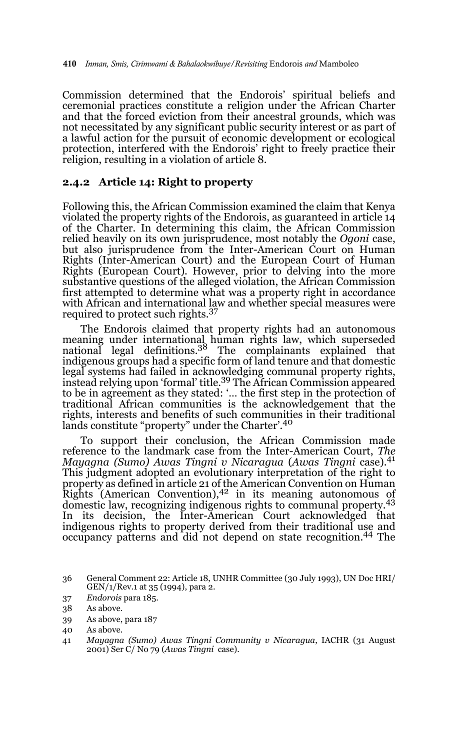Commission determined that the Endorois' spiritual beliefs and ceremonial practices constitute a religion under the African Charter and that the forced eviction from their ancestral grounds, which was not necessitated by any significant public security interest or as part of a lawful action for the pursuit of economic development or ecological protection, interfered with the Endorois' right to freely practice their religion, resulting in a violation of article 8.

### 2.4.2 Article 14: Right to property

Following this, the African Commission examined the claim that Kenya violated the property rights of the Endorois, as guaranteed in article 14 of the Charter. In determining this claim, the African Commission relied heavily on its own jurisprudence, most notably the *Ogoni* case, but also jurisprudence from the Inter-American Court on Human Rights (Inter-American Court) and the European Court of Human Rights (European Court). However, prior to delving into the more substantive questions of the alleged violation, the African Commission first attempted to determine what was a property right in accordance with African and international law and whether special measures were required to protect such rights.[37]

The Endorois claimed that property rights had an autonomous meaning under international human rights law, which superseded national legal definitions.[38] The complainants explained that indigenous groups had a specific form of land tenure and that domestic legal systems had failed in acknowledging communal property rights, instead relying upon 'formal' title.[39] The African Commission appeared to be in agreement as they stated: '... the first step in the protection of traditional African communities is the acknowledgement that the rights, interests and benefits of such communities in their traditional lands constitute "property" under the Charter'.[40]

To support their conclusion, the African Commission made reference to the landmark case from the Inter-American Court, *The Mayagna (Sumo) Awas Tingni v Nicaragua* (*Awas Tingni* case).[41] This judgment adopted an evolutionary interpretation of the right to property as defined in article 21 of the American Convention on Human Rights (American Convention),[42] in its meaning autonomous of domestic law, recognizing indigenous rights to communal property.[43] In its decision, the Inter-American Court acknowledged that indigenous rights to property derived from their traditional use and occupancy patterns and did not depend on state recognition.[44] The

36 General Comment 22: Article 18, UNHR Committee (30 July 1993), UN Doc HRI/GEN/1/Rev.1 at 35 (1994), para 2.

37 *Endorois* para 185.

38 As above.

39 As above, para 187

40 As above.

41 *Mayagna (Sumo) Awas Tingni Community v Nicaragua*, IACHR (31 August 2001) Ser C/ No 79 (*Awas Tingni* case).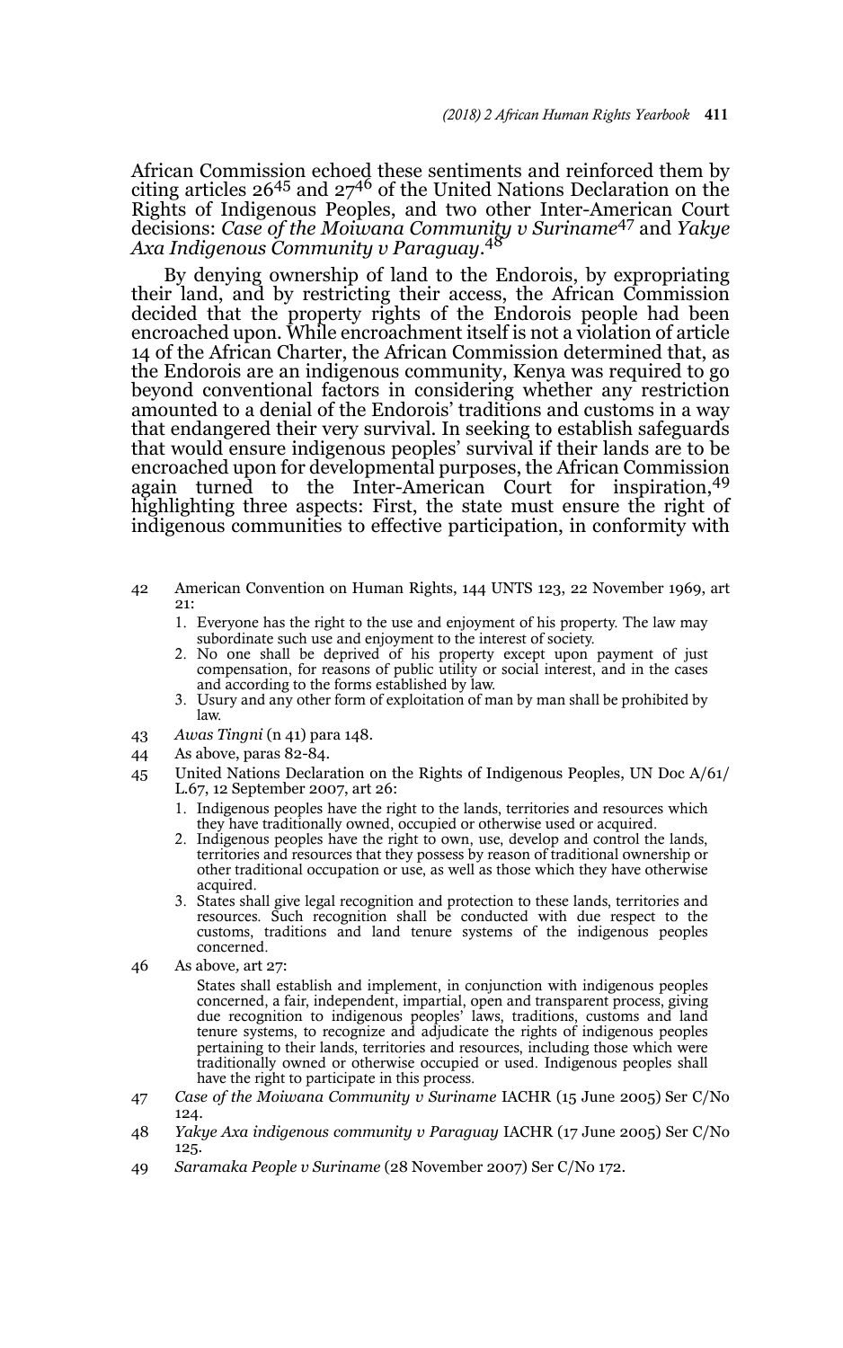African Commission echoed these sentiments and reinforced them by citing articles 26[45] and 27[46] of the United Nations Declaration on the Rights of Indigenous Peoples, and two other Inter-American Court decisions: *Case of the Moiwana Community v Suriname*[47] and *Yakye Axa Indigenous Community v Paraguay*.[48]

By denying ownership of land to the Endorois, by expropriating their land, and by restricting their access, the African Commission decided that the property rights of the Endorois people had been encroached upon. While encroachment itself is not a violation of article 14 of the African Charter, the African Commission determined that, as the Endorois are an indigenous community, Kenya was required to go beyond conventional factors in considering whether any restriction amounted to a denial of the Endorois' traditions and customs in a way that endangered their very survival. In seeking to establish safeguards that would ensure indigenous peoples' survival if their lands are to be encroached upon for developmental purposes, the African Commission again turned to the Inter-American Court for inspiration,[49] highlighting three aspects: First, the state must ensure the right of indigenous communities to effective participation, in conformity with

---

42 American Convention on Human Rights, 144 UNTS 123, 22 November 1969, art 21:

1. Everyone has the right to the use and enjoyment of his property. The law may subordinate such use and enjoyment to the interest of society.
2. No one shall be deprived of his property except upon payment of just compensation, for reasons of public utility or social interest, and in the cases and according to the forms established by law.
3. Usury and any other form of exploitation of man by man shall be prohibited by law.

43 *Awas Tingni* (n 41) para 148.

44 As above, paras 82-84.

45 United Nations Declaration on the Rights of Indigenous Peoples, UN Doc A/61/L.67, 12 September 2007, art 26:

1. Indigenous peoples have the right to the lands, territories and resources which they have traditionally owned, occupied or otherwise used or acquired.
2. Indigenous peoples have the right to own, use, develop and control the lands, territories and resources that they possess by reason of traditional ownership or other traditional occupation or use, as well as those which they have otherwise acquired.
3. States shall give legal recognition and protection to these lands, territories and resources. Such recognition shall be conducted with due respect to the customs, traditions and land tenure systems of the indigenous peoples concerned.

46 As above, art 27:

States shall establish and implement, in conjunction with indigenous peoples concerned, a fair, independent, impartial, open and transparent process, giving due recognition to indigenous peoples' laws, traditions, customs and land tenure systems, to recognize and adjudicate the rights of indigenous peoples pertaining to their lands, territories and resources, including those which were traditionally owned or otherwise occupied or used. Indigenous peoples shall have the right to participate in this process.

47 *Case of the Moiwana Community v Suriname* IACHR (15 June 2005) Ser C/No 124.

48 *Yakye Axa indigenous community v Paraguay* IACHR (17 June 2005) Ser C/No 125.

49 *Saramaka People v Suriname* (28 November 2007) Ser C/No 172.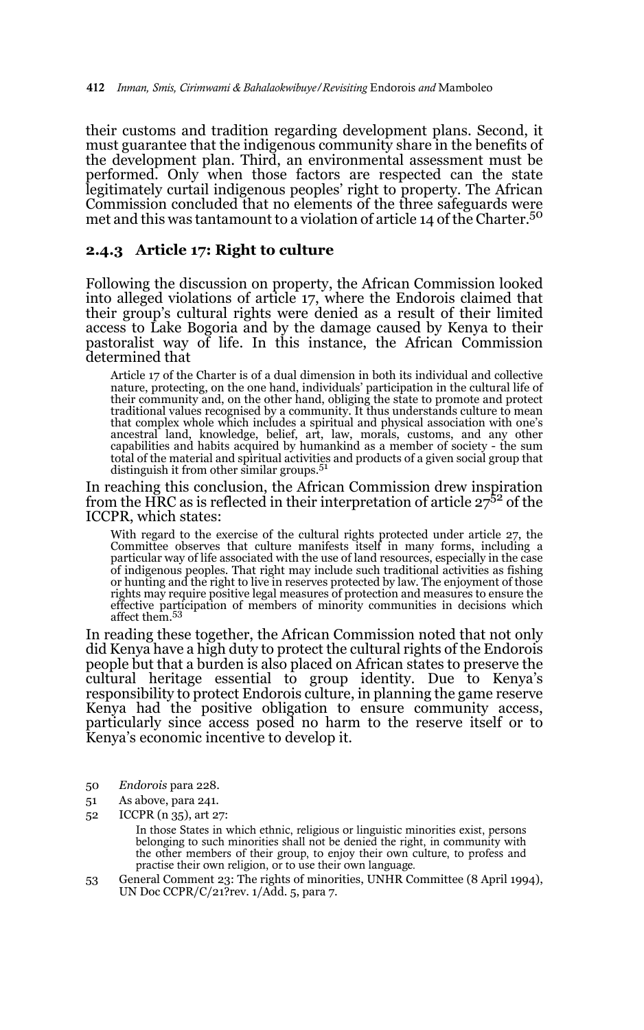their customs and tradition regarding development plans. Second, it must guarantee that the indigenous community share in the benefits of the development plan. Third, an environmental assessment must be performed. Only when those factors are respected can the state legitimately curtail indigenous peoples' right to property. The African Commission concluded that no elements of the three safeguards were met and this was tantamount to a violation of article 14 of the Charter.[50]

### 2.4.3 Article 17: Right to culture

Following the discussion on property, the African Commission looked into alleged violations of article 17, where the Endorois claimed that their group's cultural rights were denied as a result of their limited access to Lake Bogoria and by the damage caused by Kenya to their pastoralist way of life. In this instance, the African Commission determined that

> Article 17 of the Charter is of a dual dimension in both its individual and collective nature, protecting, on the one hand, individuals' participation in the cultural life of their community and, on the other hand, obliging the state to promote and protect traditional values recognised by a community. It thus understands culture to mean that complex whole which includes a spiritual and physical association with one's ancestral land, knowledge, belief, art, law, morals, customs, and any other capabilities and habits acquired by humankind as a member of society - the sum total of the material and spiritual activities and products of a given social group that distinguish it from other similar groups.[51]

In reaching this conclusion, the African Commission drew inspiration from the HRC as is reflected in their interpretation of article 27[52] of the ICCPR, which states:

> With regard to the exercise of the cultural rights protected under article 27, the Committee observes that culture manifests itself in many forms, including a particular way of life associated with the use of land resources, especially in the case of indigenous peoples. That right may include such traditional activities as fishing or hunting and the right to live in reserves protected by law. The enjoyment of those rights may require positive legal measures of protection and measures to ensure the effective participation of members of minority communities in decisions which affect them.[53]

In reading these together, the African Commission noted that not only did Kenya have a high duty to protect the cultural rights of the Endorois people but that a burden is also placed on African states to preserve the cultural heritage essential to group identity. Due to Kenya's responsibility to protect Endorois culture, in planning the game reserve Kenya had the positive obligation to ensure community access, particularly since access posed no harm to the reserve itself or to Kenya's economic incentive to develop it.

---

50 *Endorois* para 228.

51 As above, para 241.

52 ICCPR (n 35), art 27:

> In those States in which ethnic, religious or linguistic minorities exist, persons belonging to such minorities shall not be denied the right, in community with the other members of their group, to enjoy their own culture, to profess and practise their own religion, or to use their own language.

53 General Comment 23: The rights of minorities, UNHR Committee (8 April 1994), UN Doc CCPR/C/21?rev. 1/Add. 5, para 7.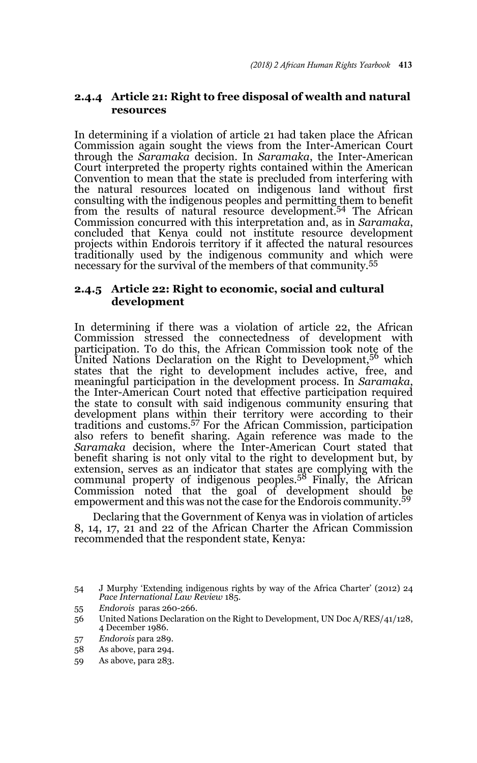### 2.4.4 Article 21: Right to free disposal of wealth and natural resources

In determining if a violation of article 21 had taken place the African Commission again sought the views from the Inter-American Court through the *Saramaka* decision. In *Saramaka*, the Inter-American Court interpreted the property rights contained within the American Convention to mean that the state is precluded from interfering with the natural resources located on indigenous land without first consulting with the indigenous peoples and permitting them to benefit from the results of natural resource development.[54] The African Commission concurred with this interpretation and, as in *Saramaka*, concluded that Kenya could not institute resource development projects within Endorois territory if it affected the natural resources traditionally used by the indigenous community and which were necessary for the survival of the members of that community.[55]

### 2.4.5 Article 22: Right to economic, social and cultural development

In determining if there was a violation of article 22, the African Commission stressed the connectedness of development with participation. To do this, the African Commission took note of the United Nations Declaration on the Right to Development,[56] which states that the right to development includes active, free, and meaningful participation in the development process. In *Saramaka*, the Inter-American Court noted that effective participation required the state to consult with said indigenous community ensuring that development plans within their territory were according to their traditions and customs.[57] For the African Commission, participation also refers to benefit sharing. Again reference was made to the *Saramaka* decision, where the Inter-American Court stated that benefit sharing is not only vital to the right to development but, by extension, serves as an indicator that states are complying with the communal property of indigenous peoples.[58] Finally, the African Commission noted that the goal of development should be empowerment and this was not the case for the Endorois community.[59]

Declaring that the Government of Kenya was in violation of articles 8, 14, 17, 21 and 22 of the African Charter the African Commission recommended that the respondent state, Kenya:

---

54 J Murphy 'Extending indigenous rights by way of the Africa Charter' (2012) 24 *Pace International Law Review* 185.

55 *Endorois* paras 260-266.

56 United Nations Declaration on the Right to Development, UN Doc A/RES/41/128, 4 December 1986.

57 *Endorois* para 289.

58 As above, para 294.

59 As above, para 283.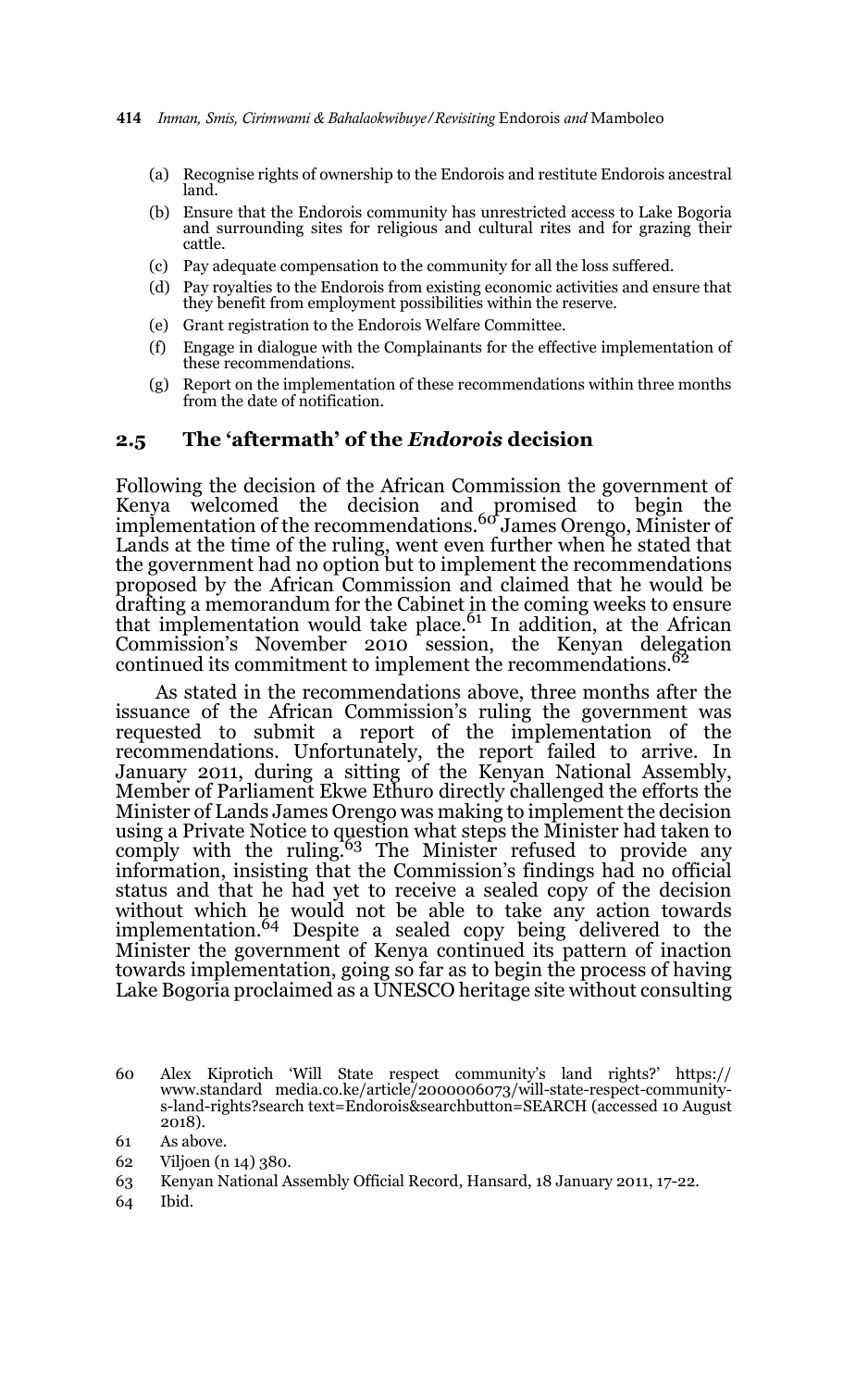(a) Recognise rights of ownership to the Endorois and restitute Endorois ancestral land.
(b) Ensure that the Endorois community has unrestricted access to Lake Bogoria and surrounding sites for religious and cultural rites and for grazing their cattle.
(c) Pay adequate compensation to the community for all the loss suffered.
(d) Pay royalties to the Endorois from existing economic activities and ensure that they benefit from employment possibilities within the reserve.
(e) Grant registration to the Endorois Welfare Committee.
(f) Engage in dialogue with the Complainants for the effective implementation of these recommendations.
(g) Report on the implementation of these recommendations within three months from the date of notification.

## 2.5 The 'aftermath' of the *Endorois* decision

Following the decision of the African Commission the government of Kenya welcomed the decision and promised to begin the implementation of the recommendations.[60] James Orengo, Minister of Lands at the time of the ruling, went even further when he stated that the government had no option but to implement the recommendations proposed by the African Commission and claimed that he would be drafting a memorandum for the Cabinet in the coming weeks to ensure that implementation would take place.[61] In addition, at the African Commission's November 2010 session, the Kenyan delegation continued its commitment to implement the recommendations.[62]

As stated in the recommendations above, three months after the issuance of the African Commission's ruling the government was requested to submit a report of the implementation of the recommendations. Unfortunately, the report failed to arrive. In January 2011, during a sitting of the Kenyan National Assembly, Member of Parliament Ekwe Ethuro directly challenged the efforts the Minister of Lands James Orengo was making to implement the decision using a Private Notice to question what steps the Minister had taken to comply with the ruling.[63] The Minister refused to provide any information, insisting that the Commission's findings had no official status and that he had yet to receive a sealed copy of the decision without which he would not be able to take any action towards implementation.[64] Despite a sealed copy being delivered to the Minister the government of Kenya continued its pattern of inaction towards implementation, going so far as to begin the process of having Lake Bogoria proclaimed as a UNESCO heritage site without consulting

---

60 Alex Kiprotich 'Will State respect community's land rights?' https://www.standard media.co.ke/article/2000006073/will-state-respect-communitys-land-rights?search text=Endorois&searchbutton=SEARCH (accessed 10 August 2018).

61 As above.

62 Viljoen (n 14) 380.

63 Kenyan National Assembly Official Record, Hansard, 18 January 2011, 17-22.

64 Ibid.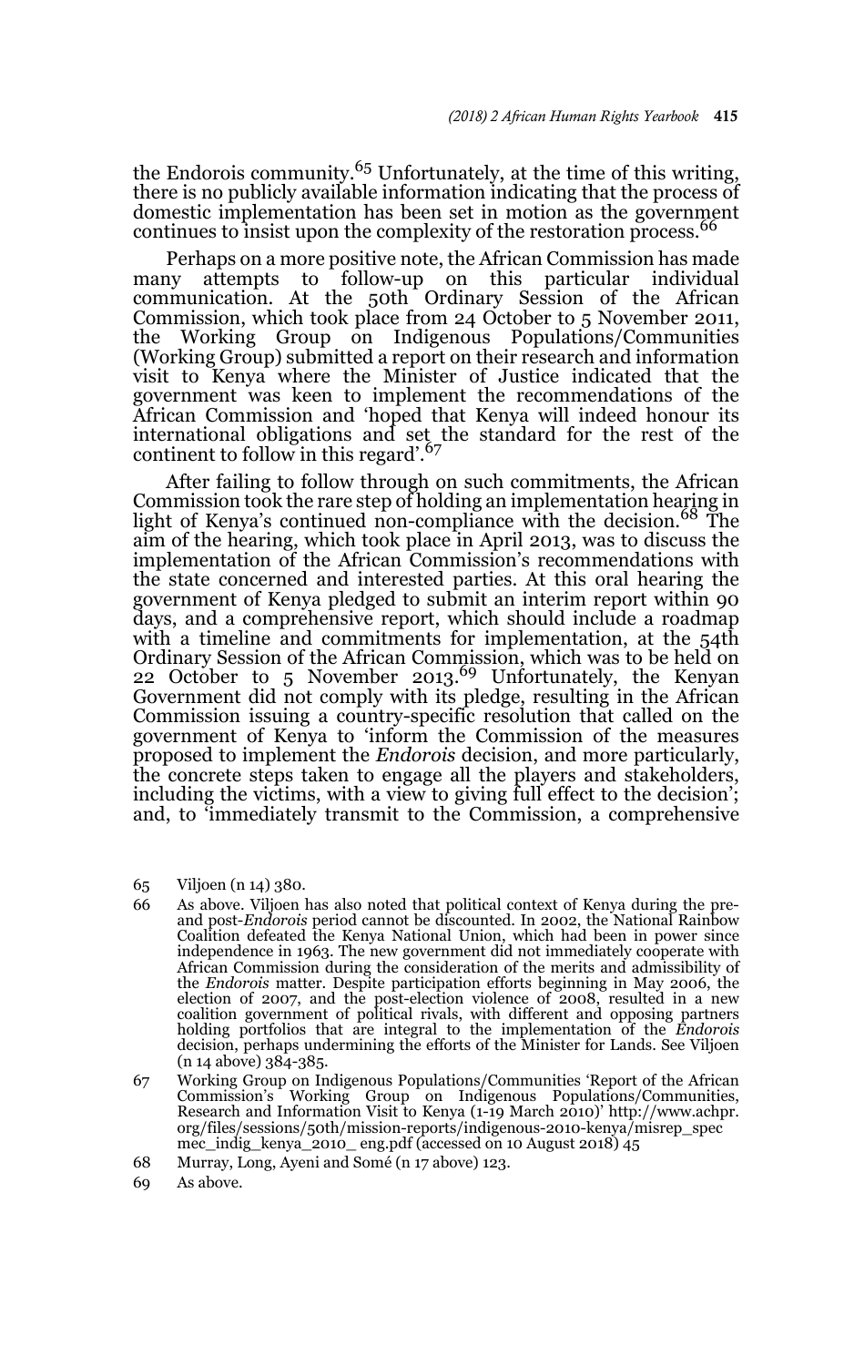the Endorois community.[65] Unfortunately, at the time of this writing, there is no publicly available information indicating that the process of domestic implementation has been set in motion as the government continues to insist upon the complexity of the restoration process.[66]

Perhaps on a more positive note, the African Commission has made many attempts to follow-up on this particular individual communication. At the 50th Ordinary Session of the African Commission, which took place from 24 October to 5 November 2011, the Working Group on Indigenous Populations/Communities (Working Group) submitted a report on their research and information visit to Kenya where the Minister of Justice indicated that the government was keen to implement the recommendations of the African Commission and 'hoped that Kenya will indeed honour its international obligations and set the standard for the rest of the continent to follow in this regard'.[67]

After failing to follow through on such commitments, the African Commission took the rare step of holding an implementation hearing in light of Kenya's continued non-compliance with the decision.[68] The aim of the hearing, which took place in April 2013, was to discuss the implementation of the African Commission's recommendations with the state concerned and interested parties. At this oral hearing the government of Kenya pledged to submit an interim report within 90 days, and a comprehensive report, which should include a roadmap with a timeline and commitments for implementation, at the 54th Ordinary Session of the African Commission, which was to be held on 22 October to 5 November 2013.[69] Unfortunately, the Kenyan Government did not comply with its pledge, resulting in the African Commission issuing a country-specific resolution that called on the government of Kenya to 'inform the Commission of the measures proposed to implement the *Endorois* decision, and more particularly, the concrete steps taken to engage all the players and stakeholders, including the victims, with a view to giving full effect to the decision'; and, to 'immediately transmit to the Commission, a comprehensive

---

65 Viljoen (n 14) 380.

66 As above. Viljoen has also noted that political context of Kenya during the pre- and post-*Endorois* period cannot be discounted. In 2002, the National Rainbow Coalition defeated the Kenya National Union, which had been in power since independence in 1963. The new government did not immediately cooperate with African Commission during the consideration of the merits and admissibility of the *Endorois* matter. Despite participation efforts beginning in May 2006, the election of 2007, and the post-election violence of 2008, resulted in a new coalition government of political rivals, with different and opposing partners holding portfolios that are integral to the implementation of the *Endorois* decision, perhaps undermining the efforts of the Minister for Lands. See Viljoen (n 14 above) 384-385.

67 Working Group on Indigenous Populations/Communities 'Report of the African Commission's Working Group on Indigenous Populations/Communities, Research and Information Visit to Kenya (1-19 March 2010)' http://www.achpr.org/files/sessions/50th/mission-reports/indigenous-2010-kenya/misrep_specmec_indig_kenya_2010_ eng.pdf (accessed on 10 August 2018) 45

68 Murray, Long, Ayeni and Somé (n 17 above) 123.

69 As above.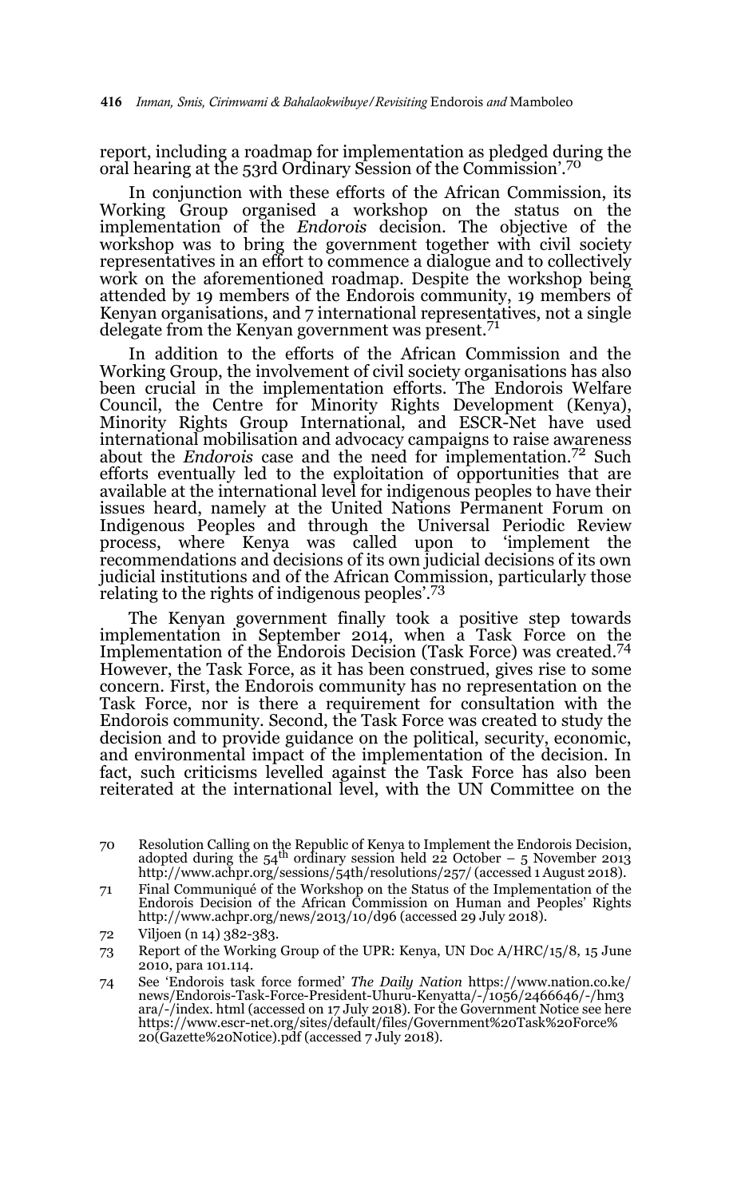report, including a roadmap for implementation as pledged during the oral hearing at the 53rd Ordinary Session of the Commission'.[70]

In conjunction with these efforts of the African Commission, its Working Group organised a workshop on the status on the implementation of the *Endorois* decision. The objective of the workshop was to bring the government together with civil society representatives in an effort to commence a dialogue and to collectively work on the aforementioned roadmap. Despite the workshop being attended by 19 members of the Endorois community, 19 members of Kenyan organisations, and 7 international representatives, not a single delegate from the Kenyan government was present.[71]

In addition to the efforts of the African Commission and the Working Group, the involvement of civil society organisations has also been crucial in the implementation efforts. The Endorois Welfare Council, the Centre for Minority Rights Development (Kenya), Minority Rights Group International, and ESCR-Net have used international mobilisation and advocacy campaigns to raise awareness about the *Endorois* case and the need for implementation.[72] Such efforts eventually led to the exploitation of opportunities that are available at the international level for indigenous peoples to have their issues heard, namely at the United Nations Permanent Forum on Indigenous Peoples and through the Universal Periodic Review process, where Kenya was called upon to 'implement the recommendations and decisions of its own judicial decisions of its own judicial institutions and of the African Commission, particularly those relating to the rights of indigenous peoples'.[73]

The Kenyan government finally took a positive step towards implementation in September 2014, when a Task Force on the Implementation of the Endorois Decision (Task Force) was created.[74] However, the Task Force, as it has been construed, gives rise to some concern. First, the Endorois community has no representation on the Task Force, nor is there a requirement for consultation with the Endorois community. Second, the Task Force was created to study the decision and to provide guidance on the political, security, economic, and environmental impact of the implementation of the decision. In fact, such criticisms levelled against the Task Force has also been reiterated at the international level, with the UN Committee on the

---

70 Resolution Calling on the Republic of Kenya to Implement the Endorois Decision, adopted during the 54th ordinary session held 22 October – 5 November 2013 http://www.achpr.org/sessions/54th/resolutions/257/ (accessed 1 August 2018).

71 Final Communiqué of the Workshop on the Status of the Implementation of the Endorois Decision of the African Commission on Human and Peoples' Rights http://www.achpr.org/news/2013/10/d96 (accessed 29 July 2018).

72 Viljoen (n 14) 382-383.

73 Report of the Working Group of the UPR: Kenya, UN Doc A/HRC/15/8, 15 June 2010, para 101.114.

74 See 'Endorois task force formed' *The Daily Nation* https://www.nation.co.ke/news/Endorois-Task-Force-President-Uhuru-Kenyatta/-/1056/2466646/-/hm3ara/-/index. html (accessed on 17 July 2018). For the Government Notice see here https://www.escr-net.org/sites/default/files/Government%20Task%20Force%20(Gazette%20Notice).pdf (accessed 7 July 2018).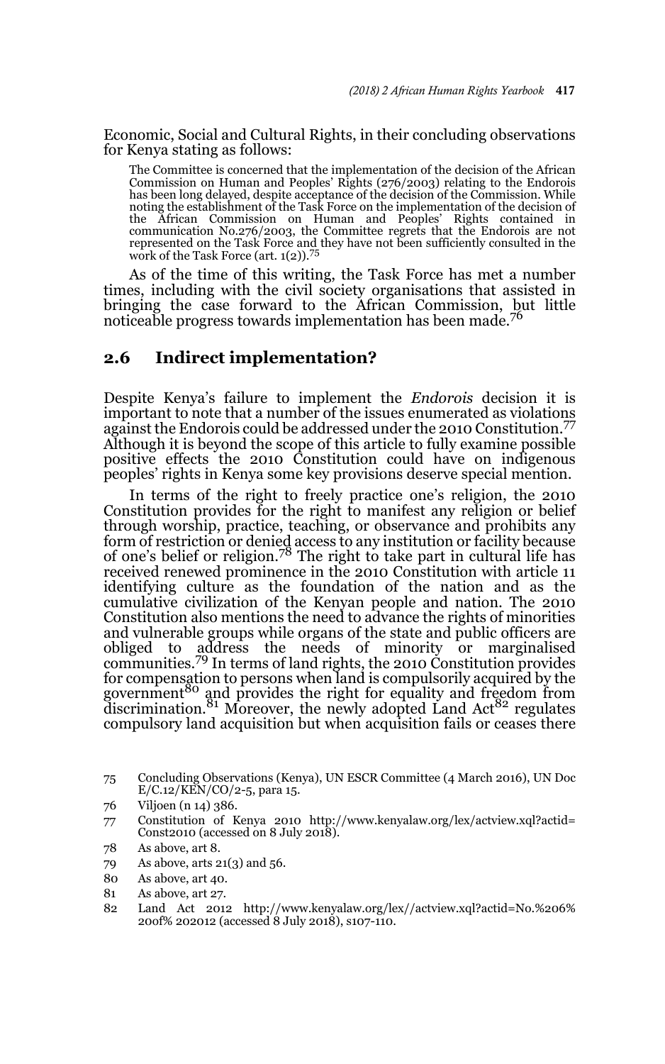Economic, Social and Cultural Rights, in their concluding observations for Kenya stating as follows:

> The Committee is concerned that the implementation of the decision of the African Commission on Human and Peoples' Rights (276/2003) relating to the Endorois has been long delayed, despite acceptance of the decision of the Commission. While noting the establishment of the Task Force on the implementation of the decision of the African Commission on Human and Peoples' Rights contained in communication No.276/2003, the Committee regrets that the Endorois are not represented on the Task Force and they have not been sufficiently consulted in the work of the Task Force (art. 1(2)).[75]

As of the time of this writing, the Task Force has met a number times, including with the civil society organisations that assisted in bringing the case forward to the African Commission, but little noticeable progress towards implementation has been made.[76]

## 2.6 Indirect implementation?

Despite Kenya's failure to implement the *Endorois* decision it is important to note that a number of the issues enumerated as violations against the Endorois could be addressed under the 2010 Constitution.[77] Although it is beyond the scope of this article to fully examine possible positive effects the 2010 Constitution could have on indigenous peoples' rights in Kenya some key provisions deserve special mention.

In terms of the right to freely practice one's religion, the 2010 Constitution provides for the right to manifest any religion or belief through worship, practice, teaching, or observance and prohibits any form of restriction or denied access to any institution or facility because of one's belief or religion.[78] The right to take part in cultural life has received renewed prominence in the 2010 Constitution with article 11 identifying culture as the foundation of the nation and as the cumulative civilization of the Kenyan people and nation. The 2010 Constitution also mentions the need to advance the rights of minorities and vulnerable groups while organs of the state and public officers are obliged to address the needs of minority or marginalised communities.[79] In terms of land rights, the 2010 Constitution provides for compensation to persons when land is compulsorily acquired by the government[80] and provides the right for equality and freedom from discrimination.[81] Moreover, the newly adopted Land Act[82] regulates compulsory land acquisition but when acquisition fails or ceases there

---

75 Concluding Observations (Kenya), UN ESCR Committee (4 March 2016), UN Doc E/C.12/KEN/CO/2-5, para 15.

76 Viljoen (n 14) 386.

77 Constitution of Kenya 2010 http://www.kenyalaw.org/lex/actview.xql?actid=Const2010 (accessed on 8 July 2018).

78 As above, art 8.

79 As above, arts 21(3) and 56.

80 As above, art 40.

81 As above, art 27.

82 Land Act 2012 http://www.kenyalaw.org/lex//actview.xql?actid=No.%206%20of%202012 (accessed 8 July 2018), s107-110.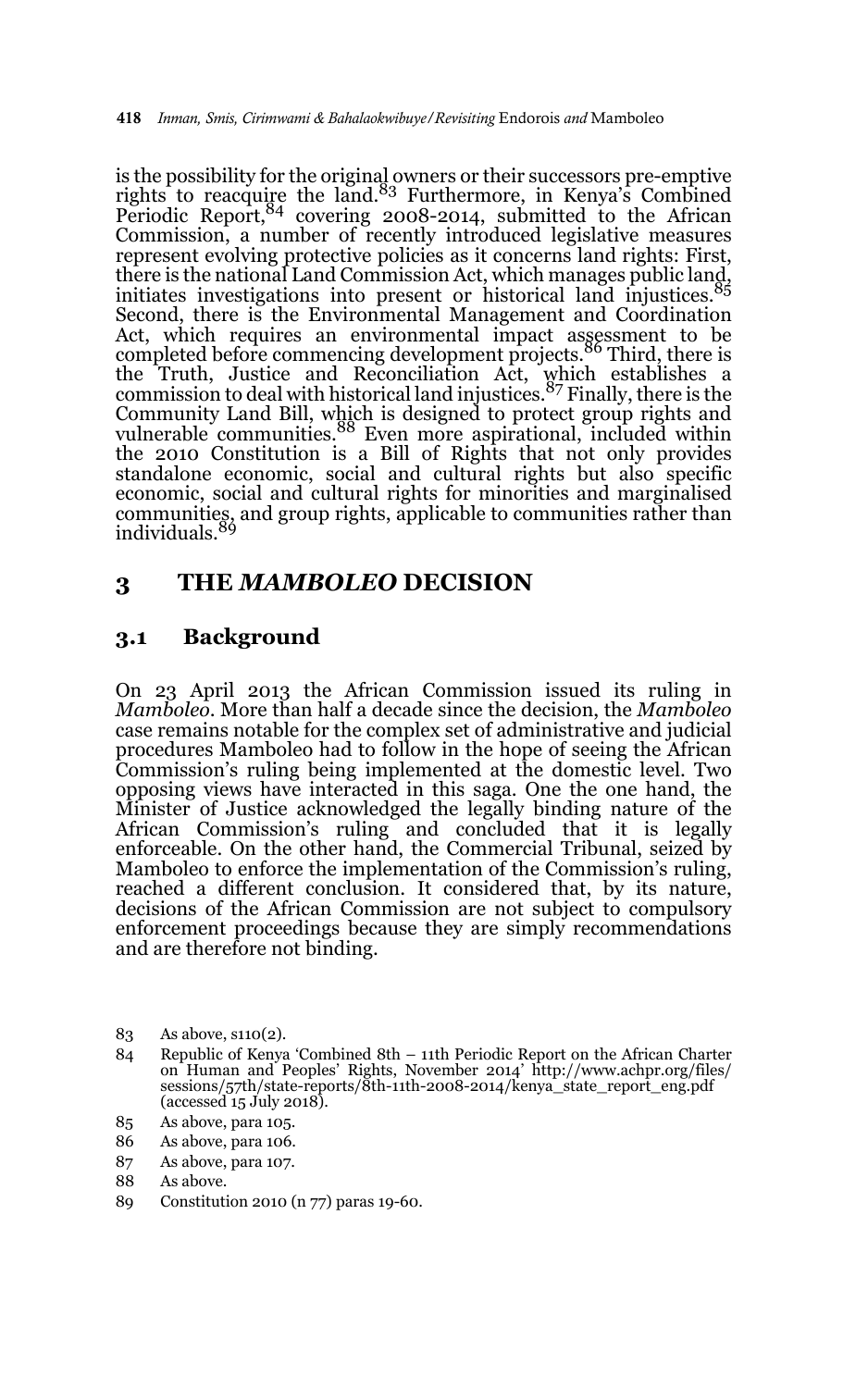is the possibility for the original owners or their successors pre-emptive rights to reacquire the land.[83] Furthermore, in Kenya's Combined Periodic Report,[84] covering 2008-2014, submitted to the African Commission, a number of recently introduced legislative measures represent evolving protective policies as it concerns land rights: First, there is the national Land Commission Act, which manages public land, initiates investigations into present or historical land injustices.[85] Second, there is the Environmental Management and Coordination Act, which requires an environmental impact assessment to be completed before commencing development projects.[86] Third, there is the Truth, Justice and Reconciliation Act, which establishes a commission to deal with historical land injustices.[87] Finally, there is the Community Land Bill, which is designed to protect group rights and vulnerable communities.[88] Even more aspirational, included within the 2010 Constitution is a Bill of Rights that not only provides standalone economic, social and cultural rights but also specific economic, social and cultural rights for minorities and marginalised communities, and group rights, applicable to communities rather than individuals.[89]

## 3 THE *MAMBOLEO* DECISION

### 3.1 Background

On 23 April 2013 the African Commission issued its ruling in *Mamboleo*. More than half a decade since the decision, the *Mamboleo* case remains notable for the complex set of administrative and judicial procedures Mamboleo had to follow in the hope of seeing the African Commission's ruling being implemented at the domestic level. Two opposing views have interacted in this saga. One the one hand, the Minister of Justice acknowledged the legally binding nature of the African Commission's ruling and concluded that it is legally enforceable. On the other hand, the Commercial Tribunal, seized by Mamboleo to enforce the implementation of the Commission's ruling, reached a different conclusion. It considered that, by its nature, decisions of the African Commission are not subject to compulsory enforcement proceedings because they are simply recommendations and are therefore not binding.

83 As above, s110(2).

84 Republic of Kenya 'Combined 8th – 11th Periodic Report on the African Charter on Human and Peoples' Rights, November 2014' http://www.achpr.org/files/sessions/57th/state-reports/8th-11th-2008-2014/kenya_state_report_eng.pdf (accessed 15 July 2018).

85 As above, para 105.

86 As above, para 106.

87 As above, para 107.

88 As above.

89 Constitution 2010 (n 77) paras 19-60.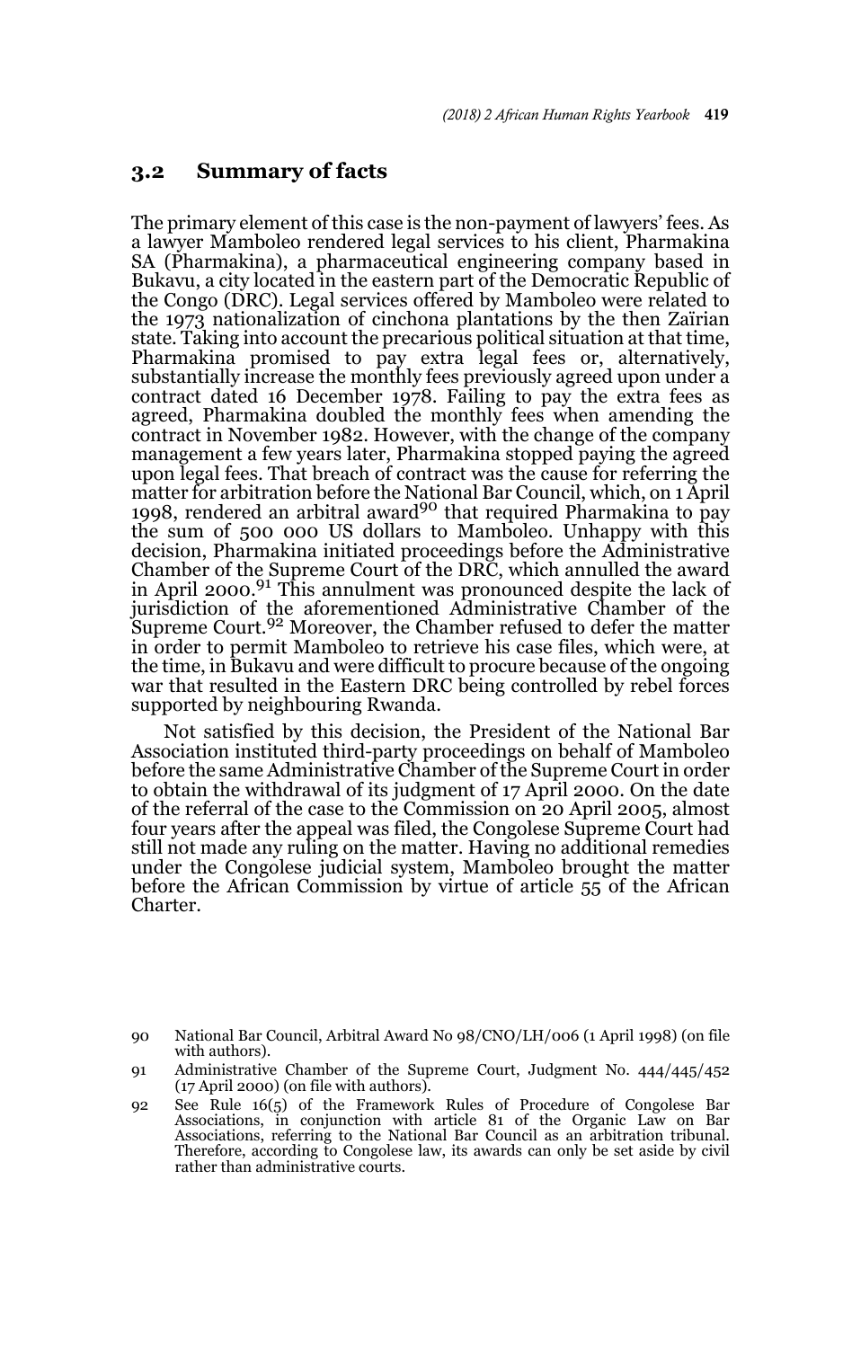### 3.2 Summary of facts

The primary element of this case is the non-payment of lawyers' fees. As a lawyer Mamboleo rendered legal services to his client, Pharmakina SA (Pharmakina), a pharmaceutical engineering company based in Bukavu, a city located in the eastern part of the Democratic Republic of the Congo (DRC). Legal services offered by Mamboleo were related to the 1973 nationalization of cinchona plantations by the then Zaïrian state. Taking into account the precarious political situation at that time, Pharmakina promised to pay extra legal fees or, alternatively, substantially increase the monthly fees previously agreed upon under a contract dated 16 December 1978. Failing to pay the extra fees as agreed, Pharmakina doubled the monthly fees when amending the contract in November 1982. However, with the change of the company management a few years later, Pharmakina stopped paying the agreed upon legal fees. That breach of contract was the cause for referring the matter for arbitration before the National Bar Council, which, on 1 April 1998, rendered an arbitral award[90] that required Pharmakina to pay the sum of 500 000 US dollars to Mamboleo. Unhappy with this decision, Pharmakina initiated proceedings before the Administrative Chamber of the Supreme Court of the DRC, which annulled the award in April 2000.[91] This annulment was pronounced despite the lack of jurisdiction of the aforementioned Administrative Chamber of the Supreme Court.[92] Moreover, the Chamber refused to defer the matter in order to permit Mamboleo to retrieve his case files, which were, at the time, in Bukavu and were difficult to procure because of the ongoing war that resulted in the Eastern DRC being controlled by rebel forces supported by neighbouring Rwanda.

Not satisfied by this decision, the President of the National Bar Association instituted third-party proceedings on behalf of Mamboleo before the same Administrative Chamber of the Supreme Court in order to obtain the withdrawal of its judgment of 17 April 2000. On the date of the referral of the case to the Commission on 20 April 2005, almost four years after the appeal was filed, the Congolese Supreme Court had still not made any ruling on the matter. Having no additional remedies under the Congolese judicial system, Mamboleo brought the matter before the African Commission by virtue of article 55 of the African Charter.

---

90 National Bar Council, Arbitral Award No 98/CNO/LH/006 (1 April 1998) (on file with authors).

91 Administrative Chamber of the Supreme Court, Judgment No. 444/445/452 (17 April 2000) (on file with authors).

92 See Rule 16(5) of the Framework Rules of Procedure of Congolese Bar Associations, in conjunction with article 81 of the Organic Law on Bar Associations, referring to the National Bar Council as an arbitration tribunal. Therefore, according to Congolese law, its awards can only be set aside by civil rather than administrative courts.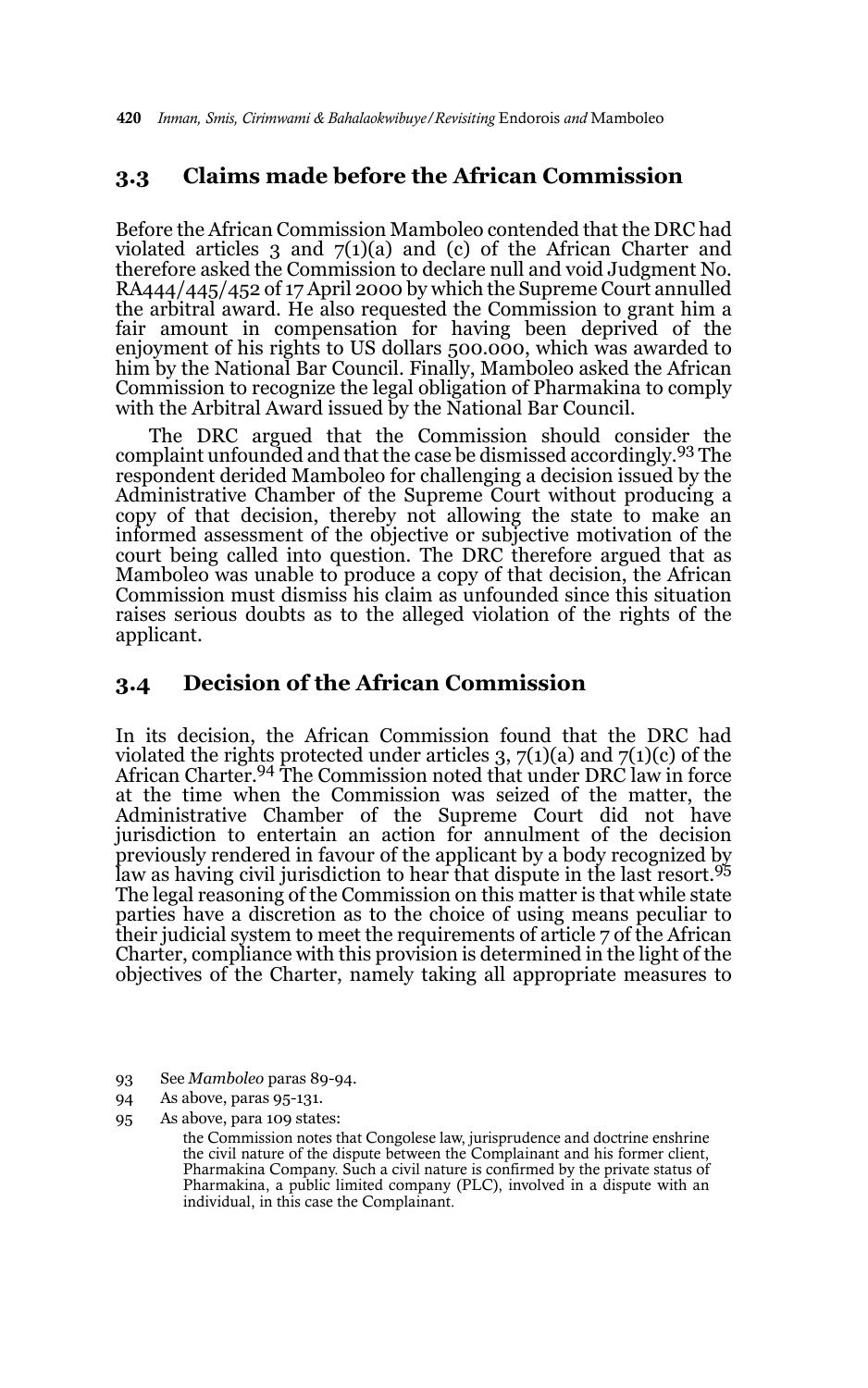## 3.3 Claims made before the African Commission

Before the African Commission Mamboleo contended that the DRC had violated articles 3 and 7(1)(a) and (c) of the African Charter and therefore asked the Commission to declare null and void Judgment No. RA444/445/452 of 17 April 2000 by which the Supreme Court annulled the arbitral award. He also requested the Commission to grant him a fair amount in compensation for having been deprived of the enjoyment of his rights to US dollars 500.000, which was awarded to him by the National Bar Council. Finally, Mamboleo asked the African Commission to recognize the legal obligation of Pharmakina to comply with the Arbitral Award issued by the National Bar Council.

The DRC argued that the Commission should consider the complaint unfounded and that the case be dismissed accordingly.[93] The respondent derided Mamboleo for challenging a decision issued by the Administrative Chamber of the Supreme Court without producing a copy of that decision, thereby not allowing the state to make an informed assessment of the objective or subjective motivation of the court being called into question. The DRC therefore argued that as Mamboleo was unable to produce a copy of that decision, the African Commission must dismiss his claim as unfounded since this situation raises serious doubts as to the alleged violation of the rights of the applicant.

## 3.4 Decision of the African Commission

In its decision, the African Commission found that the DRC had violated the rights protected under articles 3, 7(1)(a) and 7(1)(c) of the African Charter.[94] The Commission noted that under DRC law in force at the time when the Commission was seized of the matter, the Administrative Chamber of the Supreme Court did not have jurisdiction to entertain an action for annulment of the decision previously rendered in favour of the applicant by a body recognized by law as having civil jurisdiction to hear that dispute in the last resort.[95] The legal reasoning of the Commission on this matter is that while state parties have a discretion as to the choice of using means peculiar to their judicial system to meet the requirements of article 7 of the African Charter, compliance with this provision is determined in the light of the objectives of the Charter, namely taking all appropriate measures to

---

93 See *Mamboleo* paras 89-94.

94 As above, paras 95-131.

95 As above, para 109 states:

> the Commission notes that Congolese law, jurisprudence and doctrine enshrine the civil nature of the dispute between the Complainant and his former client, Pharmakina Company. Such a civil nature is confirmed by the private status of Pharmakina, a public limited company (PLC), involved in a dispute with an individual, in this case the Complainant.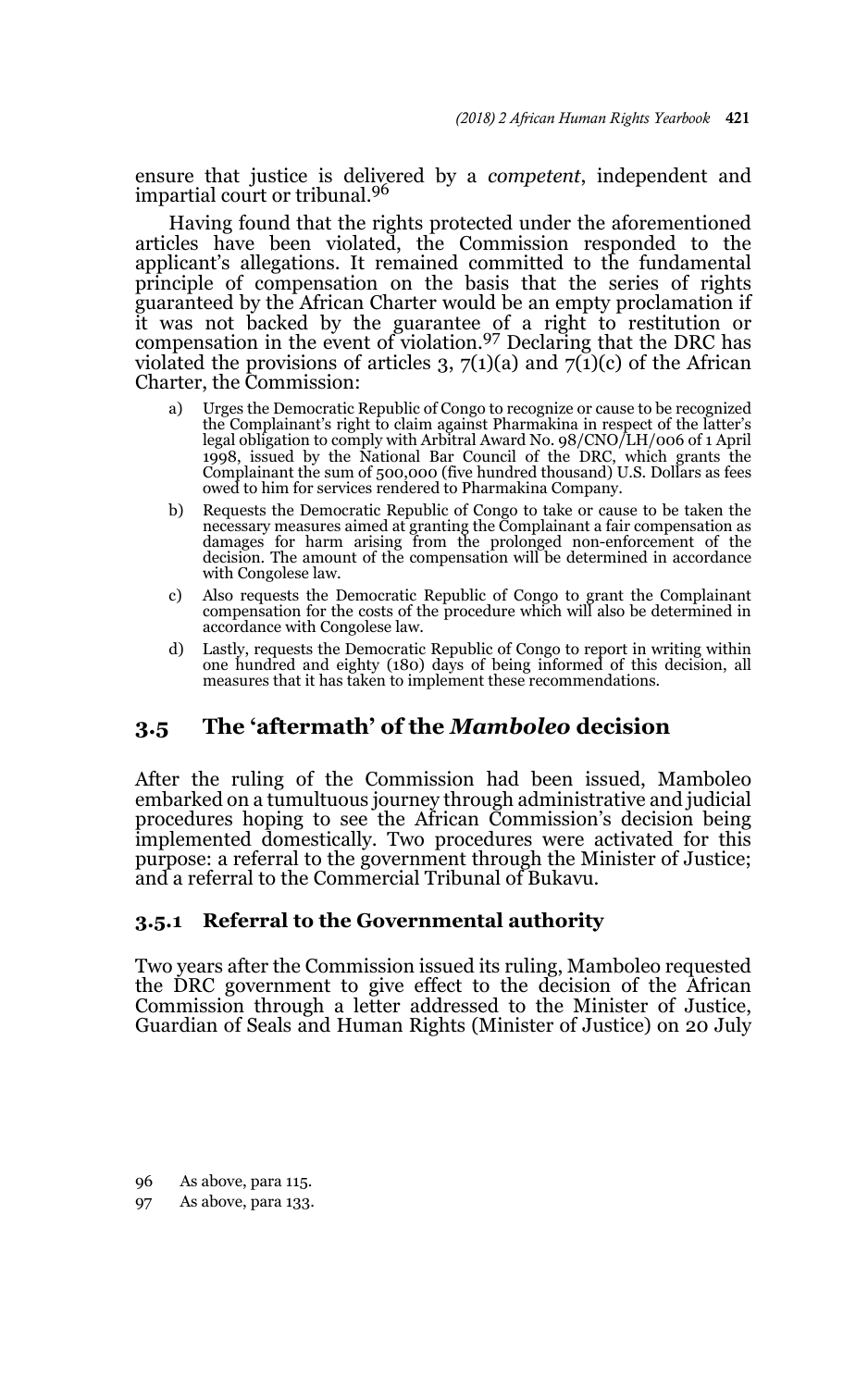ensure that justice is delivered by a *competent*, independent and impartial court or tribunal.[96]

Having found that the rights protected under the aforementioned articles have been violated, the Commission responded to the applicant's allegations. It remained committed to the fundamental principle of compensation on the basis that the series of rights guaranteed by the African Charter would be an empty proclamation if it was not backed by the guarantee of a right to restitution or compensation in the event of violation.[97] Declaring that the DRC has violated the provisions of articles 3, 7(1)(a) and 7(1)(c) of the African Charter, the Commission:

a) Urges the Democratic Republic of Congo to recognize or cause to be recognized the Complainant's right to claim against Pharmakina in respect of the latter's legal obligation to comply with Arbitral Award No. 98/CNO/LH/006 of 1 April 1998, issued by the National Bar Council of the DRC, which grants the Complainant the sum of 500,000 (five hundred thousand) U.S. Dollars as fees owed to him for services rendered to Pharmakina Company.

b) Requests the Democratic Republic of Congo to take or cause to be taken the necessary measures aimed at granting the Complainant a fair compensation as damages for harm arising from the prolonged non-enforcement of the decision. The amount of the compensation will be determined in accordance with Congolese law.

c) Also requests the Democratic Republic of Congo to grant the Complainant compensation for the costs of the procedure which will also be determined in accordance with Congolese law.

d) Lastly, requests the Democratic Republic of Congo to report in writing within one hundred and eighty (180) days of being informed of this decision, all measures that it has taken to implement these recommendations.

## 3.5 The 'aftermath' of the *Mamboleo* decision

After the ruling of the Commission had been issued, Mamboleo embarked on a tumultuous journey through administrative and judicial procedures hoping to see the African Commission's decision being implemented domestically. Two procedures were activated for this purpose: a referral to the government through the Minister of Justice; and a referral to the Commercial Tribunal of Bukavu.

### 3.5.1 Referral to the Governmental authority

Two years after the Commission issued its ruling, Mamboleo requested the DRC government to give effect to the decision of the African Commission through a letter addressed to the Minister of Justice, Guardian of Seals and Human Rights (Minister of Justice) on 20 July

96 As above, para 115.

97 As above, para 133.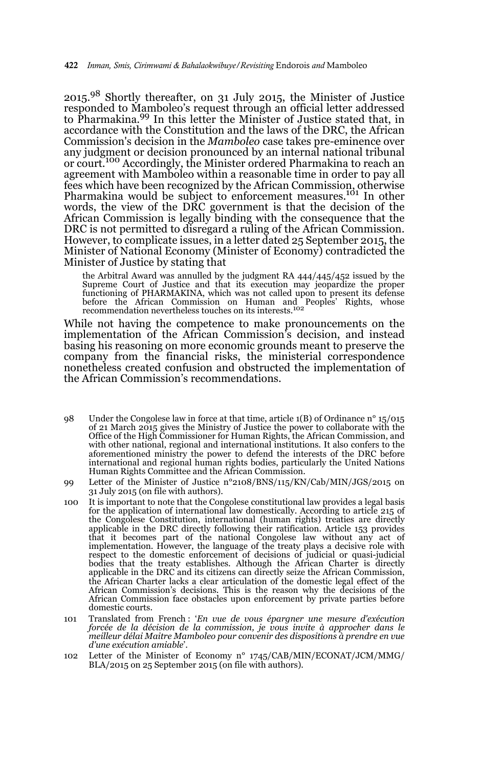2015.[98] Shortly thereafter, on 31 July 2015, the Minister of Justice responded to Mamboleo's request through an official letter addressed to Pharmakina.[99] In this letter the Minister of Justice stated that, in accordance with the Constitution and the laws of the DRC, the African Commission's decision in the *Mamboleo* case takes pre-eminence over any judgment or decision pronounced by an internal national tribunal or court.[100] Accordingly, the Minister ordered Pharmakina to reach an agreement with Mamboleo within a reasonable time in order to pay all fees which have been recognized by the African Commission, otherwise Pharmakina would be subject to enforcement measures.[101] In other words, the view of the DRC government is that the decision of the African Commission is legally binding with the consequence that the DRC is not permitted to disregard a ruling of the African Commission. However, to complicate issues, in a letter dated 25 September 2015, the Minister of National Economy (Minister of Economy) contradicted the Minister of Justice by stating that

> the Arbitral Award was annulled by the judgment RA 444/445/452 issued by the Supreme Court of Justice and that its execution may jeopardize the proper functioning of PHARMAKINA, which was not called upon to present its defense before the African Commission on Human and Peoples' Rights, whose recommendation nevertheless touches on its interests.[102]

While not having the competence to make pronouncements on the implementation of the African Commission's decision, and instead basing his reasoning on more economic grounds meant to preserve the company from the financial risks, the ministerial correspondence nonetheless created confusion and obstructed the implementation of the African Commission's recommendations.

---

98 Under the Congolese law in force at that time, article 1(B) of Ordinance n° 15/015 of 21 March 2015 gives the Ministry of Justice the power to collaborate with the Office of the High Commissioner for Human Rights, the African Commission, and with other national, regional and international institutions. It also confers to the aforementioned ministry the power to defend the interests of the DRC before international and regional human rights bodies, particularly the United Nations Human Rights Committee and the African Commission.

99 Letter of the Minister of Justice n°2108/BNS/115/KN/Cab/MIN/JGS/2015 on 31 July 2015 (on file with authors).

100 It is important to note that the Congolese constitutional law provides a legal basis for the application of international law domestically. According to article 215 of the Congolese Constitution, international (human rights) treaties are directly applicable in the DRC directly following their ratification. Article 153 provides that it becomes part of the national Congolese law without any act of implementation. However, the language of the treaty plays a decisive role with respect to the domestic enforcement of decisions of judicial or quasi-judicial bodies that the treaty establishes. Although the African Charter is directly applicable in the DRC and its citizens can directly seize the African Commission, the African Charter lacks a clear articulation of the domestic legal effect of the African Commission's decisions. This is the reason why the decisions of the African Commission face obstacles upon enforcement by private parties before domestic courts.

101 Translated from French : '*En vue de vous épargner une mesure d'exécution forcée de la décision de la commission, je vous invite à approcher dans le meilleur délai Maitre Mamboleo pour convenir des dispositions à prendre en vue d'une exécution amiable*'.

102 Letter of the Minister of Economy n° 1745/CAB/MIN/ECONAT/JCM/MMG/BLA/2015 on 25 September 2015 (on file with authors).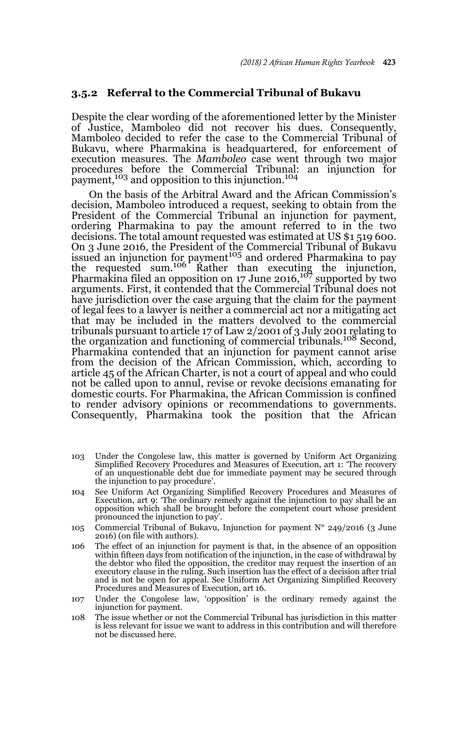### 3.5.2 Referral to the Commercial Tribunal of Bukavu

Despite the clear wording of the aforementioned letter by the Minister of Justice, Mamboleo did not recover his dues. Consequently, Mamboleo decided to refer the case to the Commercial Tribunal of Bukavu, where Pharmakina is headquartered, for enforcement of execution measures. The *Mamboleo* case went through two major procedures before the Commercial Tribunal: an injunction for payment,[103] and opposition to this injunction.[104]

On the basis of the Arbitral Award and the African Commission's decision, Mamboleo introduced a request, seeking to obtain from the President of the Commercial Tribunal an injunction for payment, ordering Pharmakina to pay the amount referred to in the two decisions. The total amount requested was estimated at US $1 519 600. On 3 June 2016, the President of the Commercial Tribunal of Bukavu issued an injunction for payment[105] and ordered Pharmakina to pay the requested sum.[106] Rather than executing the injunction, Pharmakina filed an opposition on 17 June 2016,[107] supported by two arguments. First, it contended that the Commercial Tribunal does not have jurisdiction over the case arguing that the claim for the payment of legal fees to a lawyer is neither a commercial act nor a mitigating act that may be included in the matters devolved to the commercial tribunals pursuant to article 17 of Law 2/2001 of 3 July 2001 relating to the organization and functioning of commercial tribunals.[108] Second, Pharmakina contended that an injunction for payment cannot arise from the decision of the African Commission, which, according to article 45 of the African Charter, is not a court of appeal and who could not be called upon to annul, revise or revoke decisions emanating for domestic courts. For Pharmakina, the African Commission is confined to render advisory opinions or recommendations to governments. Consequently, Pharmakina took the position that the African

---

103 Under the Congolese law, this matter is governed by Uniform Act Organizing Simplified Recovery Procedures and Measures of Execution, art 1: 'The recovery of an unquestionable debt due for immediate payment may be secured through the injunction to pay procedure'.

104 See Uniform Act Organizing Simplified Recovery Procedures and Measures of Execution, art 9: 'The ordinary remedy against the injunction to pay shall be an opposition which shall be brought before the competent court whose president pronounced the injunction to pay'.

105 Commercial Tribunal of Bukavu, Injunction for payment N° 249/2016 (3 June 2016) (on file with authors).

106 The effect of an injunction for payment is that, in the absence of an opposition within fifteen days from notification of the injunction, in the case of withdrawal by the debtor who filed the opposition, the creditor may request the insertion of an executory clause in the ruling. Such insertion has the effect of a decision after trial and is not be open for appeal. See Uniform Act Organizing Simplified Recovery Procedures and Measures of Execution, art 16.

107 Under the Congolese law, 'opposition' is the ordinary remedy against the injunction for payment.

108 The issue whether or not the Commercial Tribunal has jurisdiction in this matter is less relevant for issue we want to address in this contribution and will therefore not be discussed here.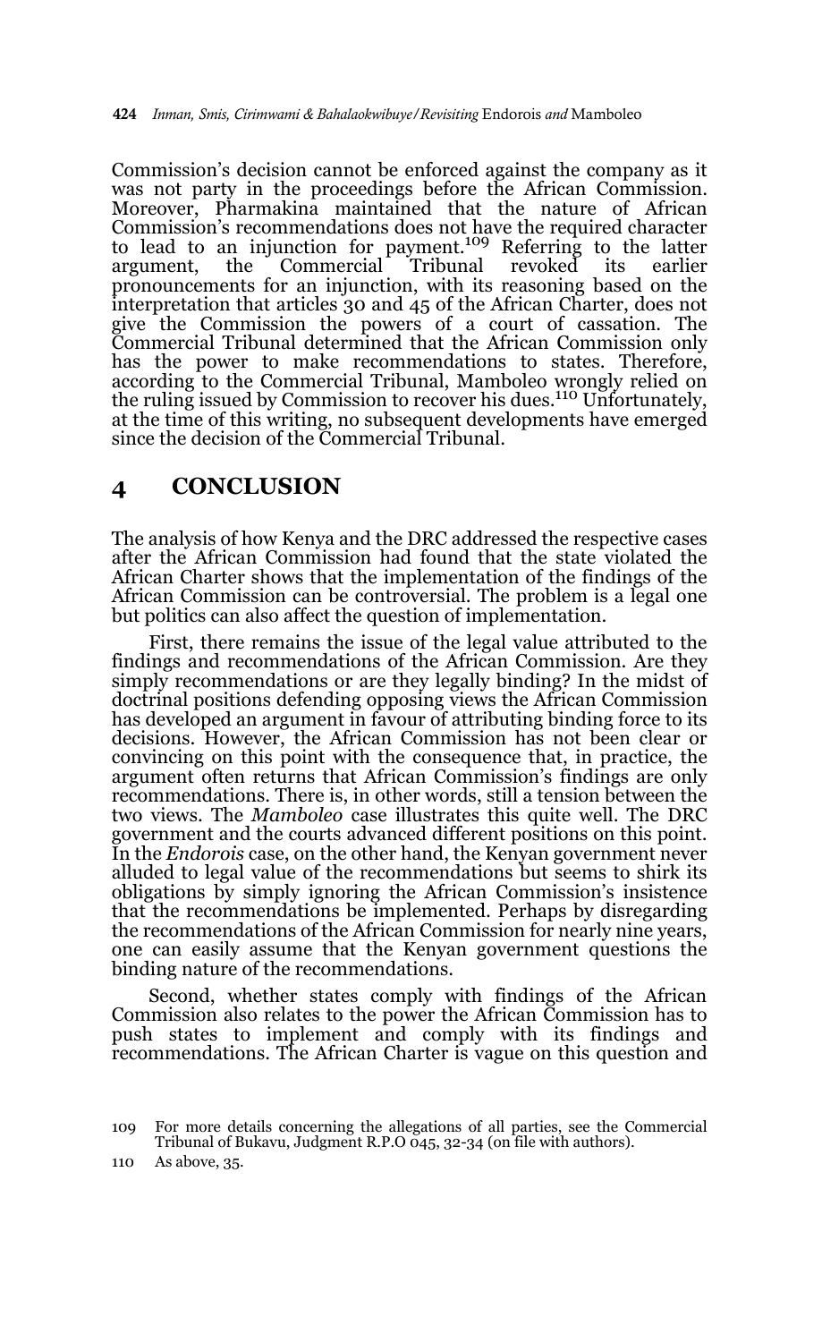Commission's decision cannot be enforced against the company as it was not party in the proceedings before the African Commission. Moreover, Pharmakina maintained that the nature of African Commission's recommendations does not have the required character to lead to an injunction for payment.[109] Referring to the latter argument, the Commercial Tribunal revoked its earlier pronouncements for an injunction, with its reasoning based on the interpretation that articles 30 and 45 of the African Charter, does not give the Commission the powers of a court of cassation. The Commercial Tribunal determined that the African Commission only has the power to make recommendations to states. Therefore, according to the Commercial Tribunal, Mamboleo wrongly relied on the ruling issued by Commission to recover his dues.[110] Unfortunately, at the time of this writing, no subsequent developments have emerged since the decision of the Commercial Tribunal.

## 4 CONCLUSION

The analysis of how Kenya and the DRC addressed the respective cases after the African Commission had found that the state violated the African Charter shows that the implementation of the findings of the African Commission can be controversial. The problem is a legal one but politics can also affect the question of implementation.

First, there remains the issue of the legal value attributed to the findings and recommendations of the African Commission. Are they simply recommendations or are they legally binding? In the midst of doctrinal positions defending opposing views the African Commission has developed an argument in favour of attributing binding force to its decisions. However, the African Commission has not been clear or convincing on this point with the consequence that, in practice, the argument often returns that African Commission's findings are only recommendations. There is, in other words, still a tension between the two views. The *Mamboleo* case illustrates this quite well. The DRC government and the courts advanced different positions on this point. In the *Endorois* case, on the other hand, the Kenyan government never alluded to legal value of the recommendations but seems to shirk its obligations by simply ignoring the African Commission's insistence that the recommendations be implemented. Perhaps by disregarding the recommendations of the African Commission for nearly nine years, one can easily assume that the Kenyan government questions the binding nature of the recommendations.

Second, whether states comply with findings of the African Commission also relates to the power the African Commission has to push states to implement and comply with its findings and recommendations. The African Charter is vague on this question and

109 For more details concerning the allegations of all parties, see the Commercial Tribunal of Bukavu, Judgment R.P.O 045, 32-34 (on file with authors).

110 As above, 35.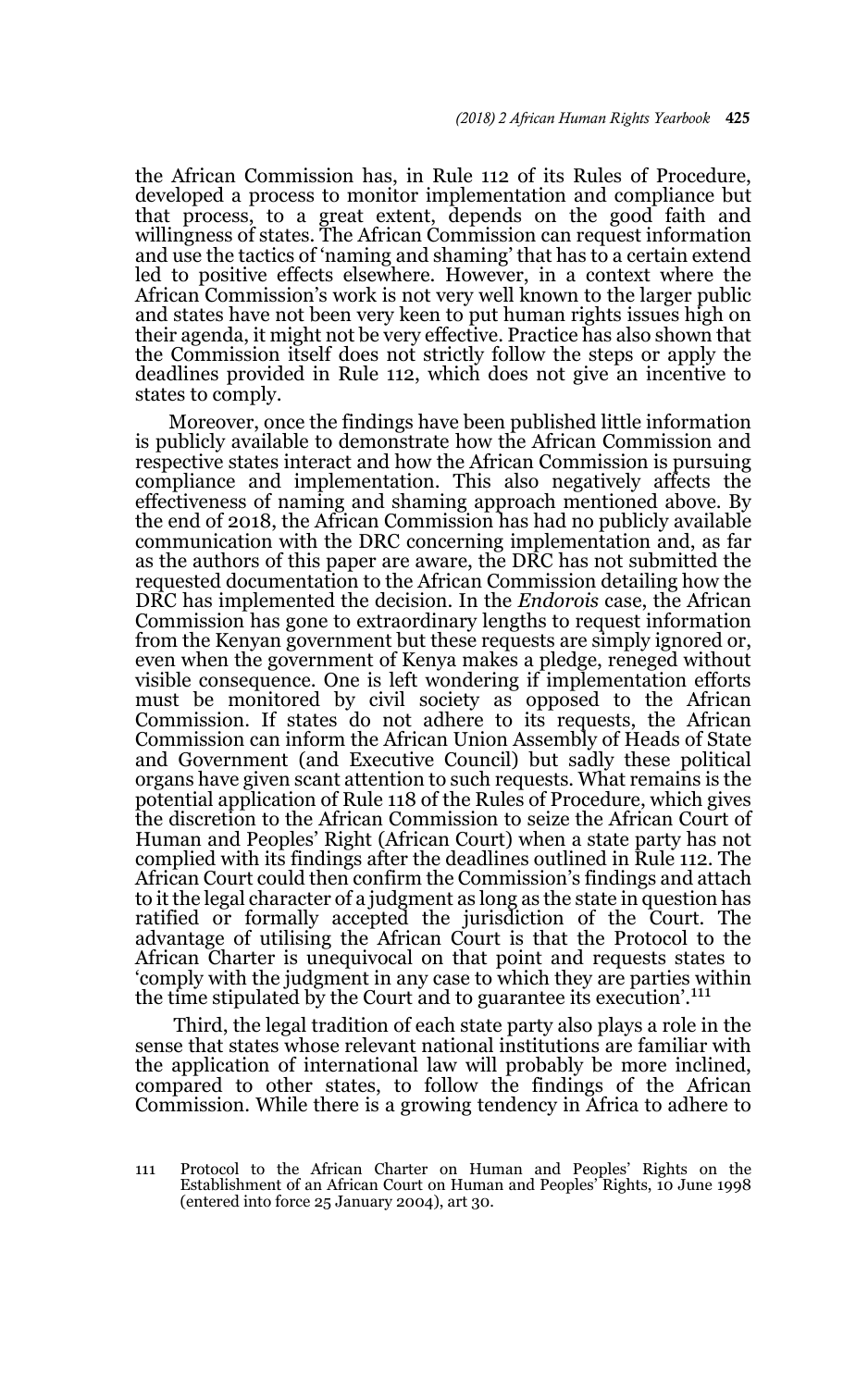the African Commission has, in Rule 112 of its Rules of Procedure, developed a process to monitor implementation and compliance but that process, to a great extent, depends on the good faith and willingness of states. The African Commission can request information and use the tactics of 'naming and shaming' that has to a certain extend led to positive effects elsewhere. However, in a context where the African Commission's work is not very well known to the larger public and states have not been very keen to put human rights issues high on their agenda, it might not be very effective. Practice has also shown that the Commission itself does not strictly follow the steps or apply the deadlines provided in Rule 112, which does not give an incentive to states to comply.

Moreover, once the findings have been published little information is publicly available to demonstrate how the African Commission and respective states interact and how the African Commission is pursuing compliance and implementation. This also negatively affects the effectiveness of naming and shaming approach mentioned above. By the end of 2018, the African Commission has had no publicly available communication with the DRC concerning implementation and, as far as the authors of this paper are aware, the DRC has not submitted the requested documentation to the African Commission detailing how the DRC has implemented the decision. In the *Endorois* case, the African Commission has gone to extraordinary lengths to request information from the Kenyan government but these requests are simply ignored or, even when the government of Kenya makes a pledge, reneged without visible consequence. One is left wondering if implementation efforts must be monitored by civil society as opposed to the African Commission. If states do not adhere to its requests, the African Commission can inform the African Union Assembly of Heads of State and Government (and Executive Council) but sadly these political organs have given scant attention to such requests. What remains is the potential application of Rule 118 of the Rules of Procedure, which gives the discretion to the African Commission to seize the African Court of Human and Peoples' Right (African Court) when a state party has not complied with its findings after the deadlines outlined in Rule 112. The African Court could then confirm the Commission's findings and attach to it the legal character of a judgment as long as the state in question has ratified or formally accepted the jurisdiction of the Court. The advantage of utilising the African Court is that the Protocol to the African Charter is unequivocal on that point and requests states to 'comply with the judgment in any case to which they are parties within the time stipulated by the Court and to guarantee its execution'.[111]

Third, the legal tradition of each state party also plays a role in the sense that states whose relevant national institutions are familiar with the application of international law will probably be more inclined, compared to other states, to follow the findings of the African Commission. While there is a growing tendency in Africa to adhere to

111 Protocol to the African Charter on Human and Peoples' Rights on the Establishment of an African Court on Human and Peoples' Rights, 10 June 1998 (entered into force 25 January 2004), art 30.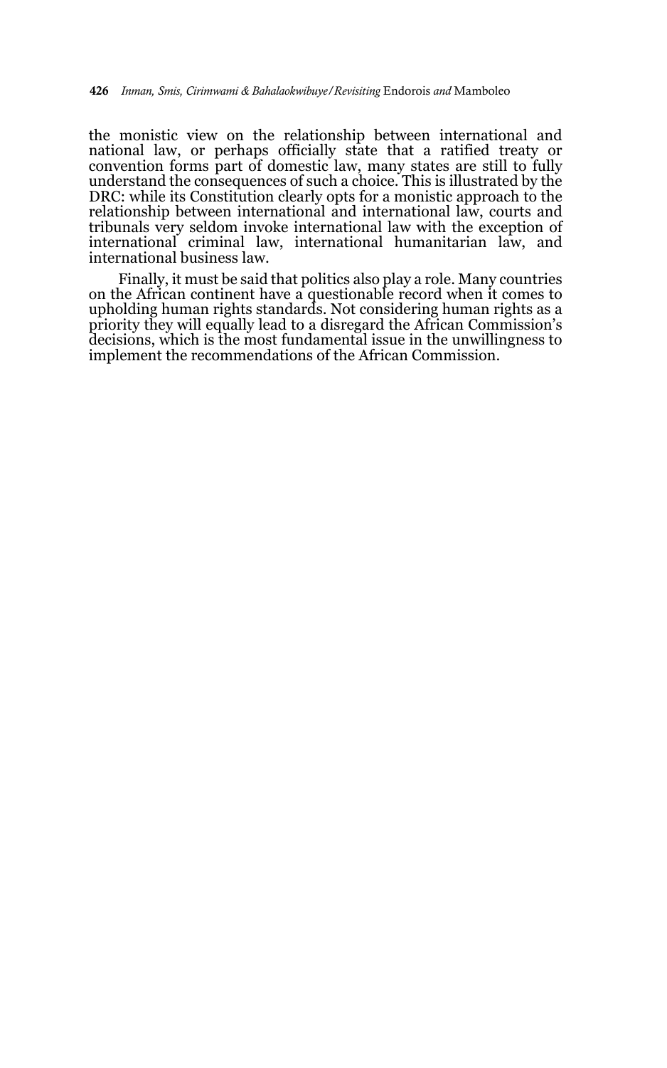the monistic view on the relationship between international and national law, or perhaps officially state that a ratified treaty or convention forms part of domestic law, many states are still to fully understand the consequences of such a choice. This is illustrated by the DRC: while its Constitution clearly opts for a monistic approach to the relationship between international and international law, courts and tribunals very seldom invoke international law with the exception of international criminal law, international humanitarian law, and international business law.

Finally, it must be said that politics also play a role. Many countries on the African continent have a questionable record when it comes to upholding human rights standards. Not considering human rights as a priority they will equally lead to a disregard the African Commission's decisions, which is the most fundamental issue in the unwillingness to implement the recommendations of the African Commission.